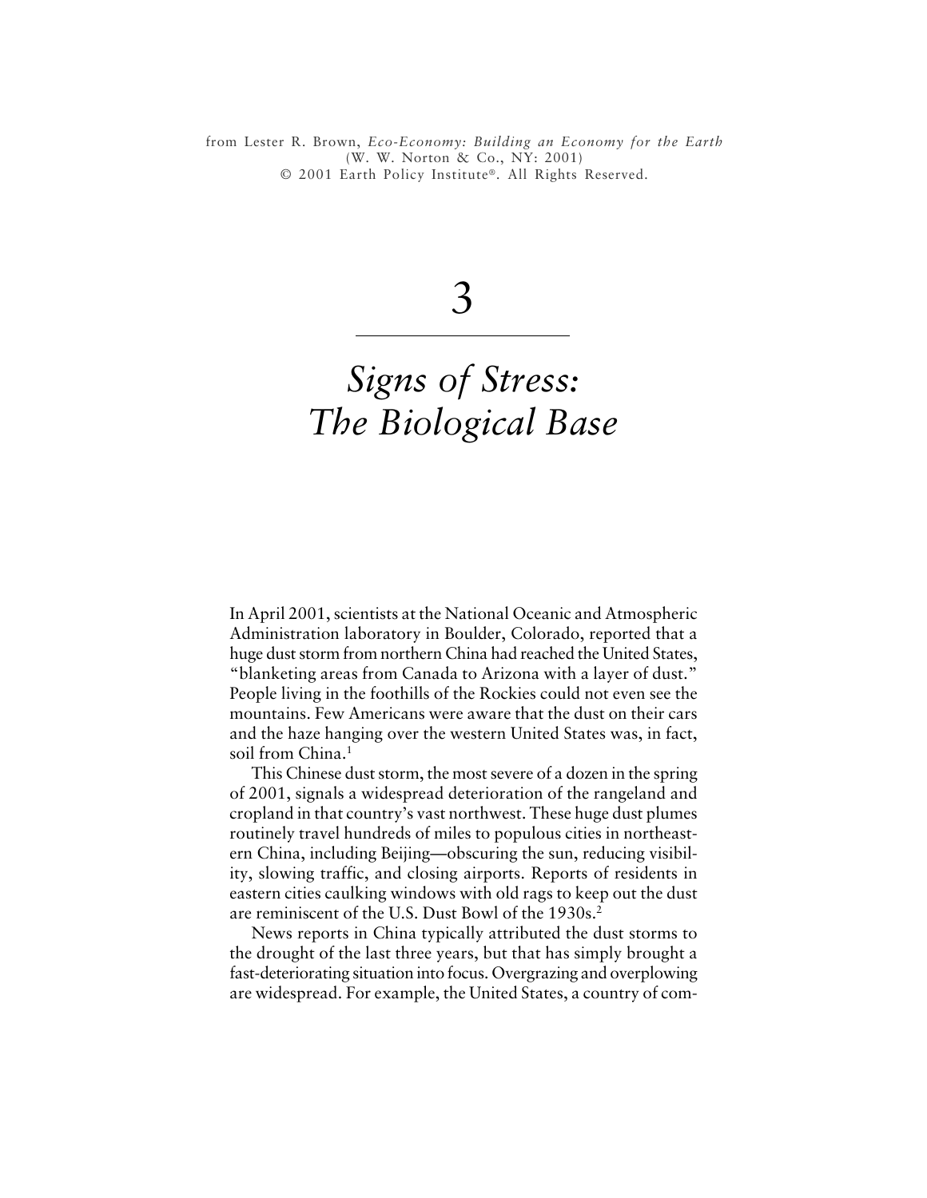from Lester R. Brown, *Eco-Economy: Building an Economy for the Earth*
(W. W. Norton & Co., NY: 2001)
© 2001 Earth Policy Institute®. All Rights Reserved.

# 3

# *Signs of Stress: The Biological Base*

In April 2001, scientists at the National Oceanic and Atmospheric Administration laboratory in Boulder, Colorado, reported that a huge dust storm from northern China had reached the United States, "blanketing areas from Canada to Arizona with a layer of dust." People living in the foothills of the Rockies could not even see the mountains. Few Americans were aware that the dust on their cars and the haze hanging over the western United States was, in fact, soil from China.[1]

This Chinese dust storm, the most severe of a dozen in the spring of 2001, signals a widespread deterioration of the rangeland and cropland in that country's vast northwest. These huge dust plumes routinely travel hundreds of miles to populous cities in northeastern China, including Beijing—obscuring the sun, reducing visibility, slowing traffic, and closing airports. Reports of residents in eastern cities caulking windows with old rags to keep out the dust are reminiscent of the U.S. Dust Bowl of the 1930s.[2]

News reports in China typically attributed the dust storms to the drought of the last three years, but that has simply brought a fast-deteriorating situation into focus. Overgrazing and overplowing are widespread. For example, the United States, a country of com-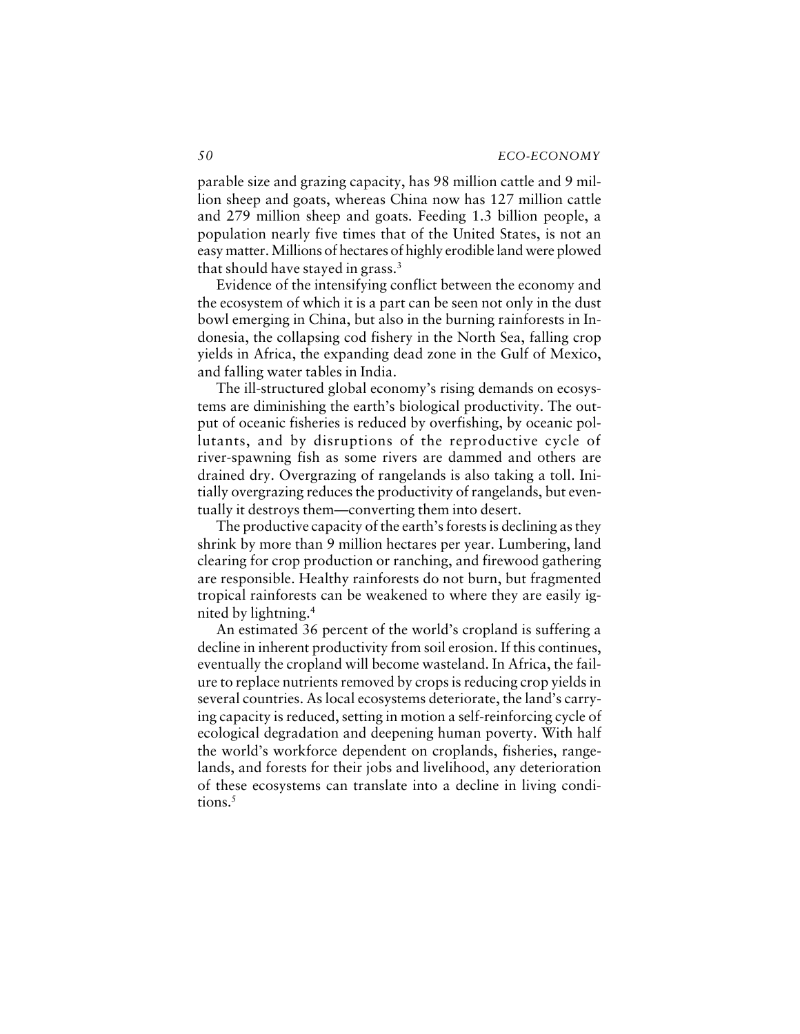parable size and grazing capacity, has 98 million cattle and 9 million sheep and goats, whereas China now has 127 million cattle and 279 million sheep and goats. Feeding 1.3 billion people, a population nearly five times that of the United States, is not an easy matter. Millions of hectares of highly erodible land were plowed that should have stayed in grass.[3]

Evidence of the intensifying conflict between the economy and the ecosystem of which it is a part can be seen not only in the dust bowl emerging in China, but also in the burning rainforests in Indonesia, the collapsing cod fishery in the North Sea, falling crop yields in Africa, the expanding dead zone in the Gulf of Mexico, and falling water tables in India.

The ill-structured global economy's rising demands on ecosystems are diminishing the earth's biological productivity. The output of oceanic fisheries is reduced by overfishing, by oceanic pollutants, and by disruptions of the reproductive cycle of river-spawning fish as some rivers are dammed and others are drained dry. Overgrazing of rangelands is also taking a toll. Initially overgrazing reduces the productivity of rangelands, but eventually it destroys them—converting them into desert.

The productive capacity of the earth's forests is declining as they shrink by more than 9 million hectares per year. Lumbering, land clearing for crop production or ranching, and firewood gathering are responsible. Healthy rainforests do not burn, but fragmented tropical rainforests can be weakened to where they are easily ignited by lightning.[4]

An estimated 36 percent of the world's cropland is suffering a decline in inherent productivity from soil erosion. If this continues, eventually the cropland will become wasteland. In Africa, the failure to replace nutrients removed by crops is reducing crop yields in several countries. As local ecosystems deteriorate, the land's carrying capacity is reduced, setting in motion a self-reinforcing cycle of ecological degradation and deepening human poverty. With half the world's workforce dependent on croplands, fisheries, rangelands, and forests for their jobs and livelihood, any deterioration of these ecosystems can translate into a decline in living conditions.[5]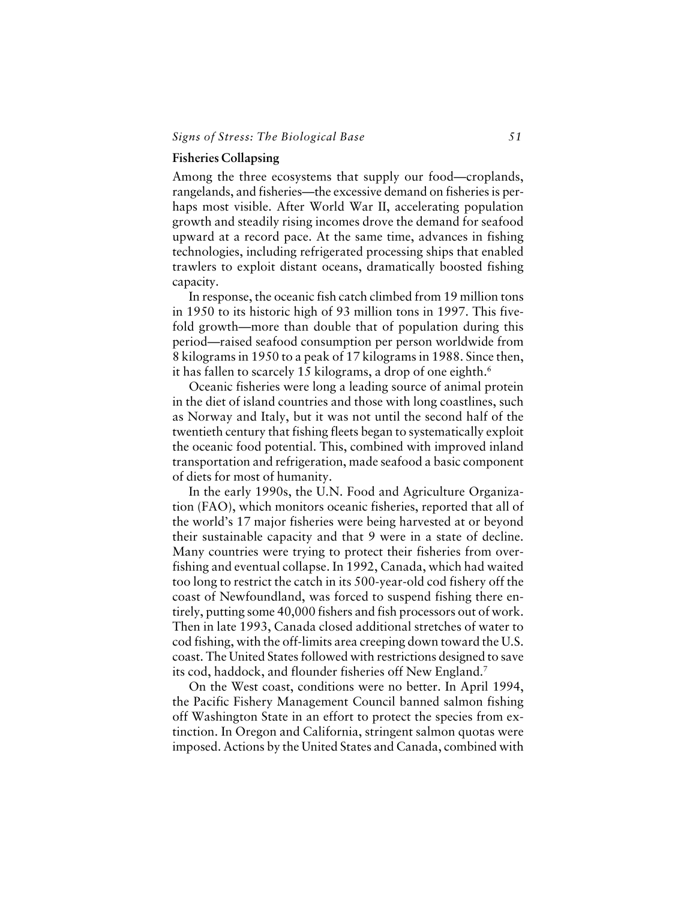### Fisheries Collapsing

Among the three ecosystems that supply our food—croplands, rangelands, and fisheries—the excessive demand on fisheries is perhaps most visible. After World War II, accelerating population growth and steadily rising incomes drove the demand for seafood upward at a record pace. At the same time, advances in fishing technologies, including refrigerated processing ships that enabled trawlers to exploit distant oceans, dramatically boosted fishing capacity.

In response, the oceanic fish catch climbed from 19 million tons in 1950 to its historic high of 93 million tons in 1997. This five-fold growth—more than double that of population during this period—raised seafood consumption per person worldwide from 8 kilograms in 1950 to a peak of 17 kilograms in 1988. Since then, it has fallen to scarcely 15 kilograms, a drop of one eighth.[6]

Oceanic fisheries were long a leading source of animal protein in the diet of island countries and those with long coastlines, such as Norway and Italy, but it was not until the second half of the twentieth century that fishing fleets began to systematically exploit the oceanic food potential. This, combined with improved inland transportation and refrigeration, made seafood a basic component of diets for most of humanity.

In the early 1990s, the U.N. Food and Agriculture Organization (FAO), which monitors oceanic fisheries, reported that all of the world's 17 major fisheries were being harvested at or beyond their sustainable capacity and that 9 were in a state of decline. Many countries were trying to protect their fisheries from overfishing and eventual collapse. In 1992, Canada, which had waited too long to restrict the catch in its 500-year-old cod fishery off the coast of Newfoundland, was forced to suspend fishing there entirely, putting some 40,000 fishers and fish processors out of work. Then in late 1993, Canada closed additional stretches of water to cod fishing, with the off-limits area creeping down toward the U.S. coast. The United States followed with restrictions designed to save its cod, haddock, and flounder fisheries off New England.[7]

On the West coast, conditions were no better. In April 1994, the Pacific Fishery Management Council banned salmon fishing off Washington State in an effort to protect the species from extinction. In Oregon and California, stringent salmon quotas were imposed. Actions by the United States and Canada, combined with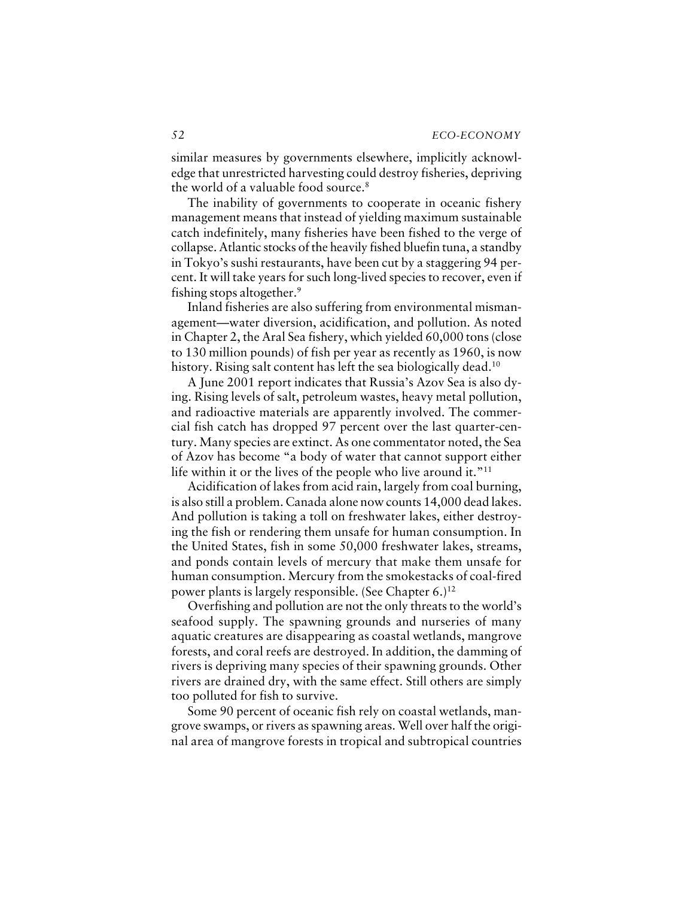similar measures by governments elsewhere, implicitly acknowledge that unrestricted harvesting could destroy fisheries, depriving the world of a valuable food source.[8]

The inability of governments to cooperate in oceanic fishery management means that instead of yielding maximum sustainable catch indefinitely, many fisheries have been fished to the verge of collapse. Atlantic stocks of the heavily fished bluefin tuna, a standby in Tokyo's sushi restaurants, have been cut by a staggering 94 percent. It will take years for such long-lived species to recover, even if fishing stops altogether.[9]

Inland fisheries are also suffering from environmental mismanagement—water diversion, acidification, and pollution. As noted in Chapter 2, the Aral Sea fishery, which yielded 60,000 tons (close to 130 million pounds) of fish per year as recently as 1960, is now history. Rising salt content has left the sea biologically dead.[10]

A June 2001 report indicates that Russia's Azov Sea is also dying. Rising levels of salt, petroleum wastes, heavy metal pollution, and radioactive materials are apparently involved. The commercial fish catch has dropped 97 percent over the last quarter-century. Many species are extinct. As one commentator noted, the Sea of Azov has become "a body of water that cannot support either life within it or the lives of the people who live around it."[11]

Acidification of lakes from acid rain, largely from coal burning, is also still a problem. Canada alone now counts 14,000 dead lakes. And pollution is taking a toll on freshwater lakes, either destroying the fish or rendering them unsafe for human consumption. In the United States, fish in some 50,000 freshwater lakes, streams, and ponds contain levels of mercury that make them unsafe for human consumption. Mercury from the smokestacks of coal-fired power plants is largely responsible. (See Chapter 6.)[12]

Overfishing and pollution are not the only threats to the world's seafood supply. The spawning grounds and nurseries of many aquatic creatures are disappearing as coastal wetlands, mangrove forests, and coral reefs are destroyed. In addition, the damming of rivers is depriving many species of their spawning grounds. Other rivers are drained dry, with the same effect. Still others are simply too polluted for fish to survive.

Some 90 percent of oceanic fish rely on coastal wetlands, mangrove swamps, or rivers as spawning areas. Well over half the original area of mangrove forests in tropical and subtropical countries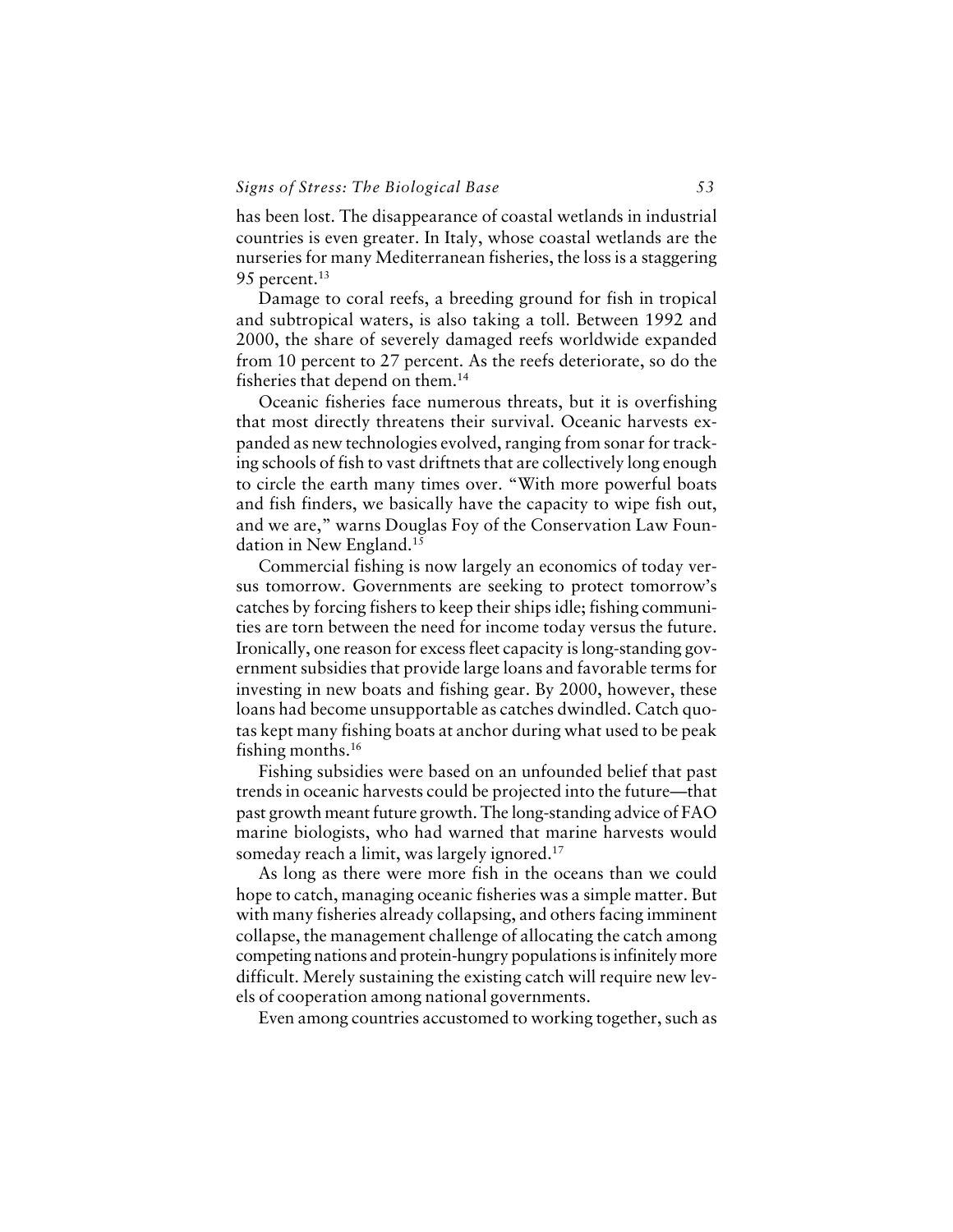has been lost. The disappearance of coastal wetlands in industrial countries is even greater. In Italy, whose coastal wetlands are the nurseries for many Mediterranean fisheries, the loss is a staggering 95 percent.[13]

Damage to coral reefs, a breeding ground for fish in tropical and subtropical waters, is also taking a toll. Between 1992 and 2000, the share of severely damaged reefs worldwide expanded from 10 percent to 27 percent. As the reefs deteriorate, so do the fisheries that depend on them.[14]

Oceanic fisheries face numerous threats, but it is overfishing that most directly threatens their survival. Oceanic harvests expanded as new technologies evolved, ranging from sonar for tracking schools of fish to vast driftnets that are collectively long enough to circle the earth many times over. "With more powerful boats and fish finders, we basically have the capacity to wipe fish out, and we are," warns Douglas Foy of the Conservation Law Foundation in New England.[15]

Commercial fishing is now largely an economics of today versus tomorrow. Governments are seeking to protect tomorrow's catches by forcing fishers to keep their ships idle; fishing communities are torn between the need for income today versus the future. Ironically, one reason for excess fleet capacity is long-standing government subsidies that provide large loans and favorable terms for investing in new boats and fishing gear. By 2000, however, these loans had become unsupportable as catches dwindled. Catch quotas kept many fishing boats at anchor during what used to be peak fishing months.[16]

Fishing subsidies were based on an unfounded belief that past trends in oceanic harvests could be projected into the future—that past growth meant future growth. The long-standing advice of FAO marine biologists, who had warned that marine harvests would someday reach a limit, was largely ignored.[17]

As long as there were more fish in the oceans than we could hope to catch, managing oceanic fisheries was a simple matter. But with many fisheries already collapsing, and others facing imminent collapse, the management challenge of allocating the catch among competing nations and protein-hungry populations is infinitely more difficult. Merely sustaining the existing catch will require new levels of cooperation among national governments.

Even among countries accustomed to working together, such as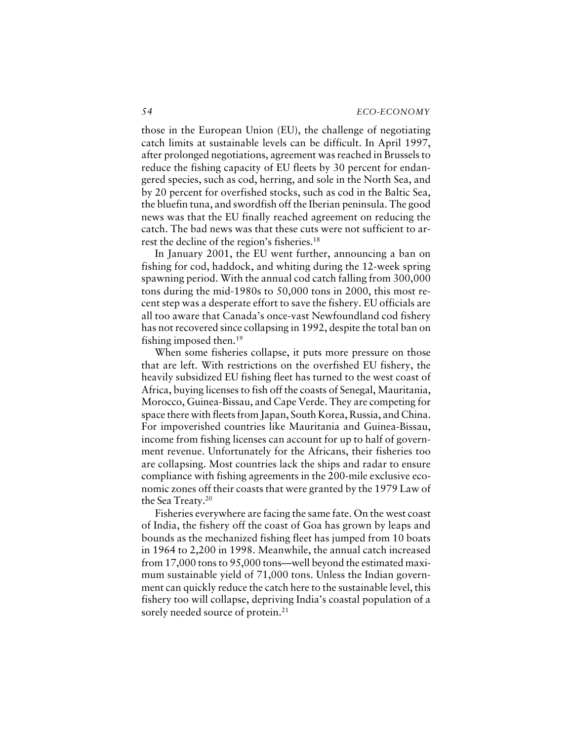those in the European Union (EU), the challenge of negotiating catch limits at sustainable levels can be difficult. In April 1997, after prolonged negotiations, agreement was reached in Brussels to reduce the fishing capacity of EU fleets by 30 percent for endangered species, such as cod, herring, and sole in the North Sea, and by 20 percent for overfished stocks, such as cod in the Baltic Sea, the bluefin tuna, and swordfish off the Iberian peninsula. The good news was that the EU finally reached agreement on reducing the catch. The bad news was that these cuts were not sufficient to arrest the decline of the region's fisheries.[18]

In January 2001, the EU went further, announcing a ban on fishing for cod, haddock, and whiting during the 12-week spring spawning period. With the annual cod catch falling from 300,000 tons during the mid-1980s to 50,000 tons in 2000, this most recent step was a desperate effort to save the fishery. EU officials are all too aware that Canada's once-vast Newfoundland cod fishery has not recovered since collapsing in 1992, despite the total ban on fishing imposed then.[19]

When some fisheries collapse, it puts more pressure on those that are left. With restrictions on the overfished EU fishery, the heavily subsidized EU fishing fleet has turned to the west coast of Africa, buying licenses to fish off the coasts of Senegal, Mauritania, Morocco, Guinea-Bissau, and Cape Verde. They are competing for space there with fleets from Japan, South Korea, Russia, and China. For impoverished countries like Mauritania and Guinea-Bissau, income from fishing licenses can account for up to half of government revenue. Unfortunately for the Africans, their fisheries too are collapsing. Most countries lack the ships and radar to ensure compliance with fishing agreements in the 200-mile exclusive economic zones off their coasts that were granted by the 1979 Law of the Sea Treaty.[20]

Fisheries everywhere are facing the same fate. On the west coast of India, the fishery off the coast of Goa has grown by leaps and bounds as the mechanized fishing fleet has jumped from 10 boats in 1964 to 2,200 in 1998. Meanwhile, the annual catch increased from 17,000 tons to 95,000 tons—well beyond the estimated maximum sustainable yield of 71,000 tons. Unless the Indian government can quickly reduce the catch here to the sustainable level, this fishery too will collapse, depriving India's coastal population of a sorely needed source of protein.[21]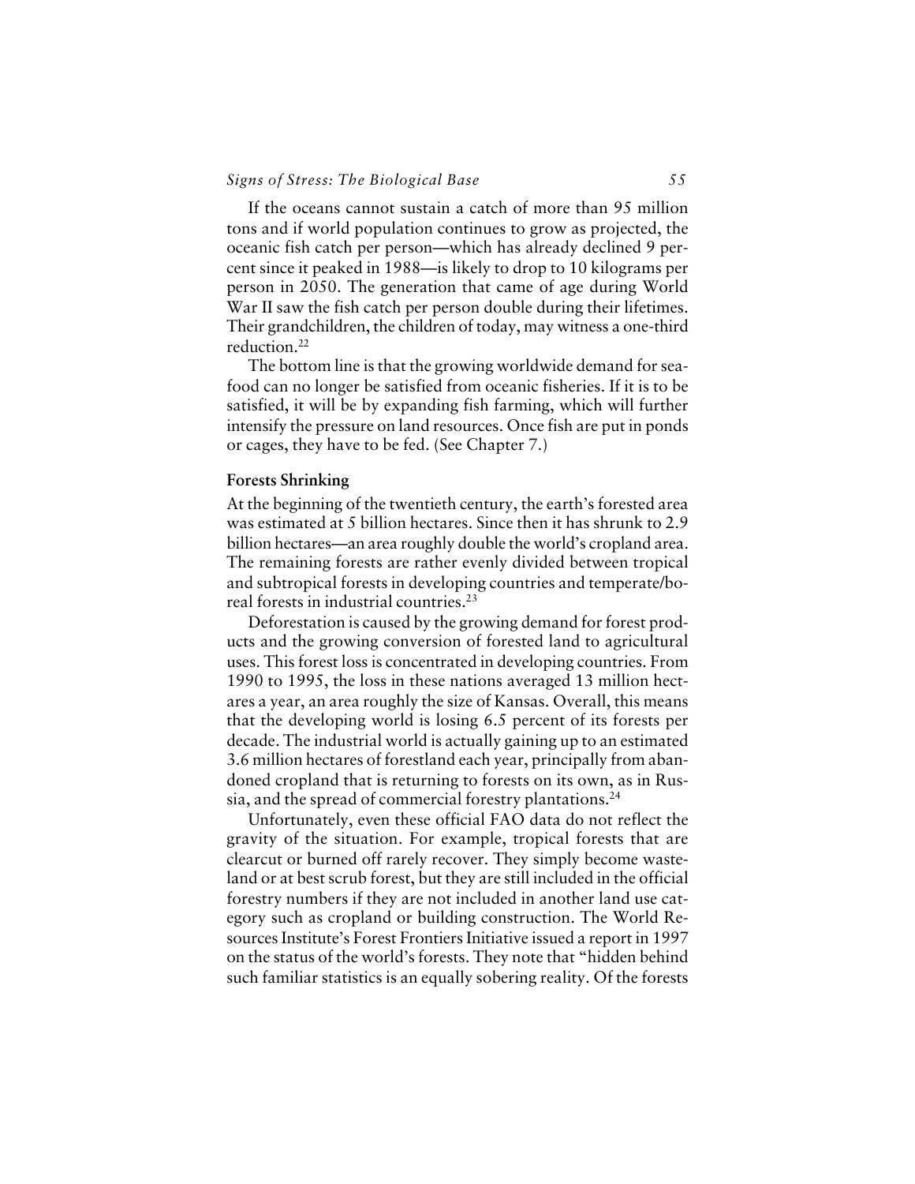If the oceans cannot sustain a catch of more than 95 million tons and if world population continues to grow as projected, the oceanic fish catch per person—which has already declined 9 percent since it peaked in 1988—is likely to drop to 10 kilograms per person in 2050. The generation that came of age during World War II saw the fish catch per person double during their lifetimes. Their grandchildren, the children of today, may witness a one-third reduction.[22]

The bottom line is that the growing worldwide demand for seafood can no longer be satisfied from oceanic fisheries. If it is to be satisfied, it will be by expanding fish farming, which will further intensify the pressure on land resources. Once fish are put in ponds or cages, they have to be fed. (See Chapter 7.)

### Forests Shrinking

At the beginning of the twentieth century, the earth's forested area was estimated at 5 billion hectares. Since then it has shrunk to 2.9 billion hectares—an area roughly double the world's cropland area. The remaining forests are rather evenly divided between tropical and subtropical forests in developing countries and temperate/boreal forests in industrial countries.[23]

Deforestation is caused by the growing demand for forest products and the growing conversion of forested land to agricultural uses. This forest loss is concentrated in developing countries. From 1990 to 1995, the loss in these nations averaged 13 million hectares a year, an area roughly the size of Kansas. Overall, this means that the developing world is losing 6.5 percent of its forests per decade. The industrial world is actually gaining up to an estimated 3.6 million hectares of forestland each year, principally from abandoned cropland that is returning to forests on its own, as in Russia, and the spread of commercial forestry plantations.[24]

Unfortunately, even these official FAO data do not reflect the gravity of the situation. For example, tropical forests that are clearcut or burned off rarely recover. They simply become wasteland or at best scrub forest, but they are still included in the official forestry numbers if they are not included in another land use category such as cropland or building construction. The World Resources Institute's Forest Frontiers Initiative issued a report in 1997 on the status of the world's forests. They note that "hidden behind such familiar statistics is an equally sobering reality. Of the forests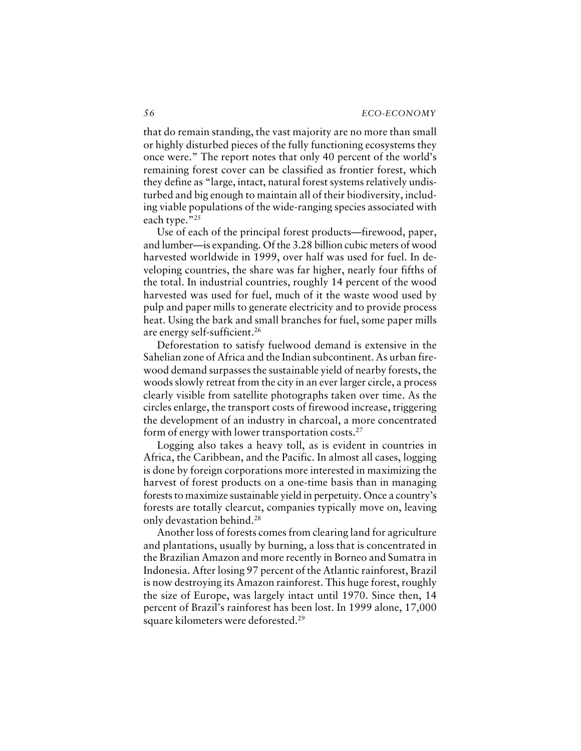that do remain standing, the vast majority are no more than small or highly disturbed pieces of the fully functioning ecosystems they once were." The report notes that only 40 percent of the world's remaining forest cover can be classified as frontier forest, which they define as "large, intact, natural forest systems relatively undisturbed and big enough to maintain all of their biodiversity, including viable populations of the wide-ranging species associated with each type."[25]

Use of each of the principal forest products—firewood, paper, and lumber—is expanding. Of the 3.28 billion cubic meters of wood harvested worldwide in 1999, over half was used for fuel. In developing countries, the share was far higher, nearly four fifths of the total. In industrial countries, roughly 14 percent of the wood harvested was used for fuel, much of it the waste wood used by pulp and paper mills to generate electricity and to provide process heat. Using the bark and small branches for fuel, some paper mills are energy self-sufficient.[26]

Deforestation to satisfy fuelwood demand is extensive in the Sahelian zone of Africa and the Indian subcontinent. As urban firewood demand surpasses the sustainable yield of nearby forests, the woods slowly retreat from the city in an ever larger circle, a process clearly visible from satellite photographs taken over time. As the circles enlarge, the transport costs of firewood increase, triggering the development of an industry in charcoal, a more concentrated form of energy with lower transportation costs.[27]

Logging also takes a heavy toll, as is evident in countries in Africa, the Caribbean, and the Pacific. In almost all cases, logging is done by foreign corporations more interested in maximizing the harvest of forest products on a one-time basis than in managing forests to maximize sustainable yield in perpetuity. Once a country's forests are totally clearcut, companies typically move on, leaving only devastation behind.[28]

Another loss of forests comes from clearing land for agriculture and plantations, usually by burning, a loss that is concentrated in the Brazilian Amazon and more recently in Borneo and Sumatra in Indonesia. After losing 97 percent of the Atlantic rainforest, Brazil is now destroying its Amazon rainforest. This huge forest, roughly the size of Europe, was largely intact until 1970. Since then, 14 percent of Brazil's rainforest has been lost. In 1999 alone, 17,000 square kilometers were deforested.[29]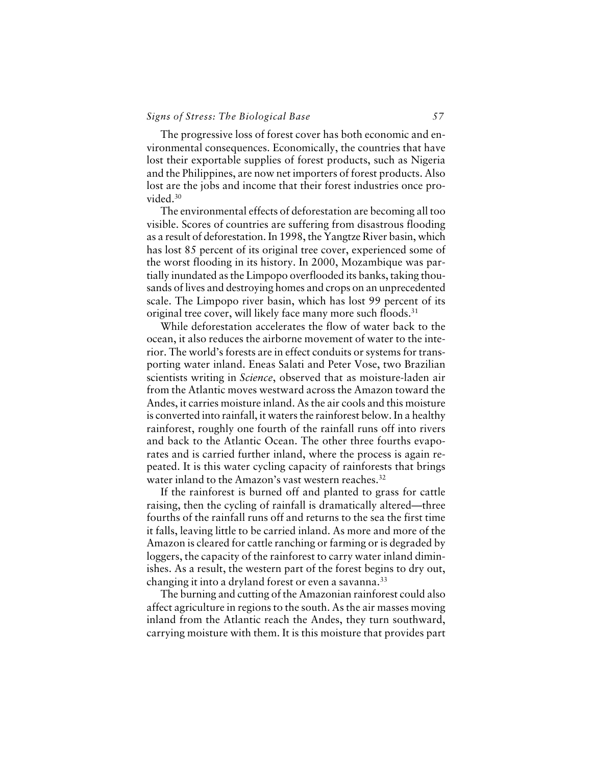The progressive loss of forest cover has both economic and environmental consequences. Economically, the countries that have lost their exportable supplies of forest products, such as Nigeria and the Philippines, are now net importers of forest products. Also lost are the jobs and income that their forest industries once provided.[30]

The environmental effects of deforestation are becoming all too visible. Scores of countries are suffering from disastrous flooding as a result of deforestation. In 1998, the Yangtze River basin, which has lost 85 percent of its original tree cover, experienced some of the worst flooding in its history. In 2000, Mozambique was partially inundated as the Limpopo overflooded its banks, taking thousands of lives and destroying homes and crops on an unprecedented scale. The Limpopo river basin, which has lost 99 percent of its original tree cover, will likely face many more such floods.[31]

While deforestation accelerates the flow of water back to the ocean, it also reduces the airborne movement of water to the interior. The world's forests are in effect conduits or systems for transporting water inland. Eneas Salati and Peter Vose, two Brazilian scientists writing in *Science*, observed that as moisture-laden air from the Atlantic moves westward across the Amazon toward the Andes, it carries moisture inland. As the air cools and this moisture is converted into rainfall, it waters the rainforest below. In a healthy rainforest, roughly one fourth of the rainfall runs off into rivers and back to the Atlantic Ocean. The other three fourths evaporates and is carried further inland, where the process is again repeated. It is this water cycling capacity of rainforests that brings water inland to the Amazon's vast western reaches.[32]

If the rainforest is burned off and planted to grass for cattle raising, then the cycling of rainfall is dramatically altered—three fourths of the rainfall runs off and returns to the sea the first time it falls, leaving little to be carried inland. As more and more of the Amazon is cleared for cattle ranching or farming or is degraded by loggers, the capacity of the rainforest to carry water inland diminishes. As a result, the western part of the forest begins to dry out, changing it into a dryland forest or even a savanna.[33]

The burning and cutting of the Amazonian rainforest could also affect agriculture in regions to the south. As the air masses moving inland from the Atlantic reach the Andes, they turn southward, carrying moisture with them. It is this moisture that provides part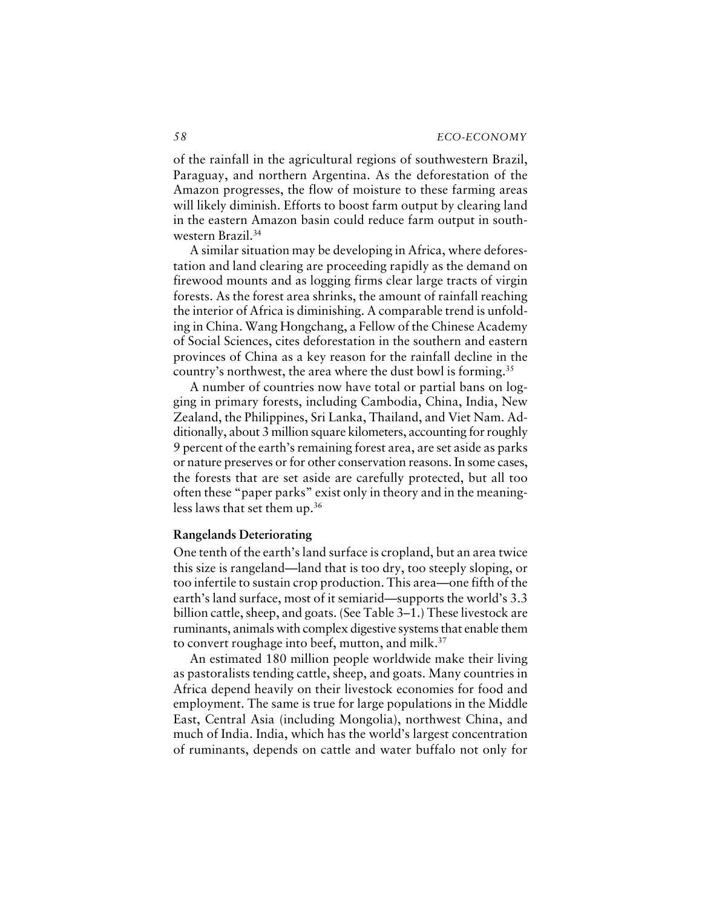of the rainfall in the agricultural regions of southwestern Brazil, Paraguay, and northern Argentina. As the deforestation of the Amazon progresses, the flow of moisture to these farming areas will likely diminish. Efforts to boost farm output by clearing land in the eastern Amazon basin could reduce farm output in southwestern Brazil.[34]

A similar situation may be developing in Africa, where deforestation and land clearing are proceeding rapidly as the demand on firewood mounts and as logging firms clear large tracts of virgin forests. As the forest area shrinks, the amount of rainfall reaching the interior of Africa is diminishing. A comparable trend is unfolding in China. Wang Hongchang, a Fellow of the Chinese Academy of Social Sciences, cites deforestation in the southern and eastern provinces of China as a key reason for the rainfall decline in the country's northwest, the area where the dust bowl is forming.[35]

A number of countries now have total or partial bans on logging in primary forests, including Cambodia, China, India, New Zealand, the Philippines, Sri Lanka, Thailand, and Viet Nam. Additionally, about 3 million square kilometers, accounting for roughly 9 percent of the earth's remaining forest area, are set aside as parks or nature preserves or for other conservation reasons. In some cases, the forests that are set aside are carefully protected, but all too often these "paper parks" exist only in theory and in the meaningless laws that set them up.[36]

### Rangelands Deteriorating

One tenth of the earth's land surface is cropland, but an area twice this size is rangeland—land that is too dry, too steeply sloping, or too infertile to sustain crop production. This area—one fifth of the earth's land surface, most of it semiarid—supports the world's 3.3 billion cattle, sheep, and goats. (See Table 3–1.) These livestock are ruminants, animals with complex digestive systems that enable them to convert roughage into beef, mutton, and milk.[37]

An estimated 180 million people worldwide make their living as pastoralists tending cattle, sheep, and goats. Many countries in Africa depend heavily on their livestock economies for food and employment. The same is true for large populations in the Middle East, Central Asia (including Mongolia), northwest China, and much of India. India, which has the world's largest concentration of ruminants, depends on cattle and water buffalo not only for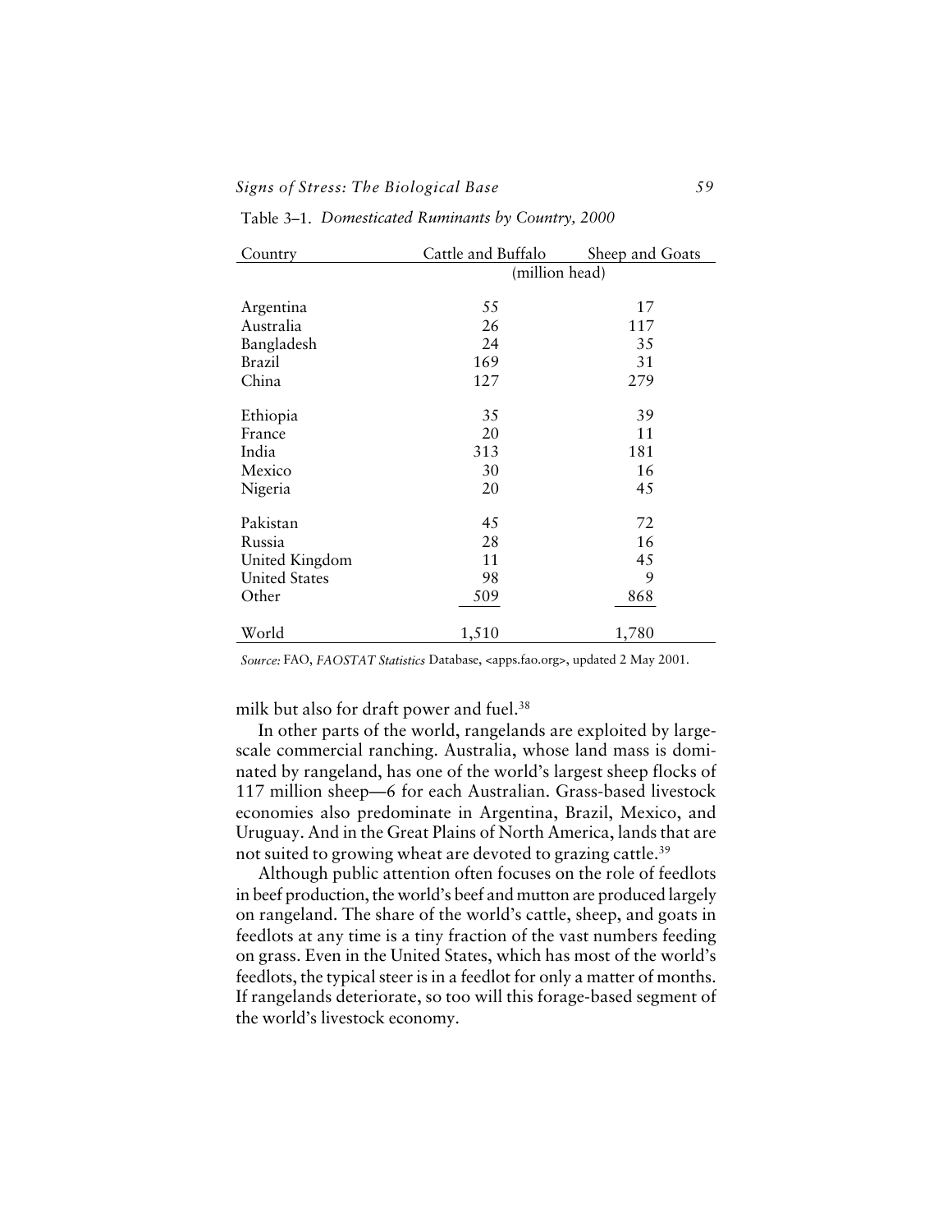Table 3–1. *Domesticated Ruminants by Country, 2000*

| Country | Cattle and Buffalo | Sheep and Goats |
|---|---|---|
| | (million head) | |
| Argentina | 55 | 17 |
| Australia | 26 | 117 |
| Bangladesh | 24 | 35 |
| Brazil | 169 | 31 |
| China | 127 | 279 |
| Ethiopia | 35 | 39 |
| France | 20 | 11 |
| India | 313 | 181 |
| Mexico | 30 | 16 |
| Nigeria | 20 | 45 |
| Pakistan | 45 | 72 |
| Russia | 28 | 16 |
| United Kingdom | 11 | 45 |
| United States | 98 | 9 |
| Other | 509 | 868 |
| World | 1,510 | 1,780 |

*Source:* FAO, *FAOSTAT Statistics* Database, <apps.fao.org>, updated 2 May 2001.

milk but also for draft power and fuel.[38]

In other parts of the world, rangelands are exploited by large-scale commercial ranching. Australia, whose land mass is dominated by rangeland, has one of the world's largest sheep flocks of 117 million sheep—6 for each Australian. Grass-based livestock economies also predominate in Argentina, Brazil, Mexico, and Uruguay. And in the Great Plains of North America, lands that are not suited to growing wheat are devoted to grazing cattle.[39]

Although public attention often focuses on the role of feedlots in beef production, the world's beef and mutton are produced largely on rangeland. The share of the world's cattle, sheep, and goats in feedlots at any time is a tiny fraction of the vast numbers feeding on grass. Even in the United States, which has most of the world's feedlots, the typical steer is in a feedlot for only a matter of months. If rangelands deteriorate, so too will this forage-based segment of the world's livestock economy.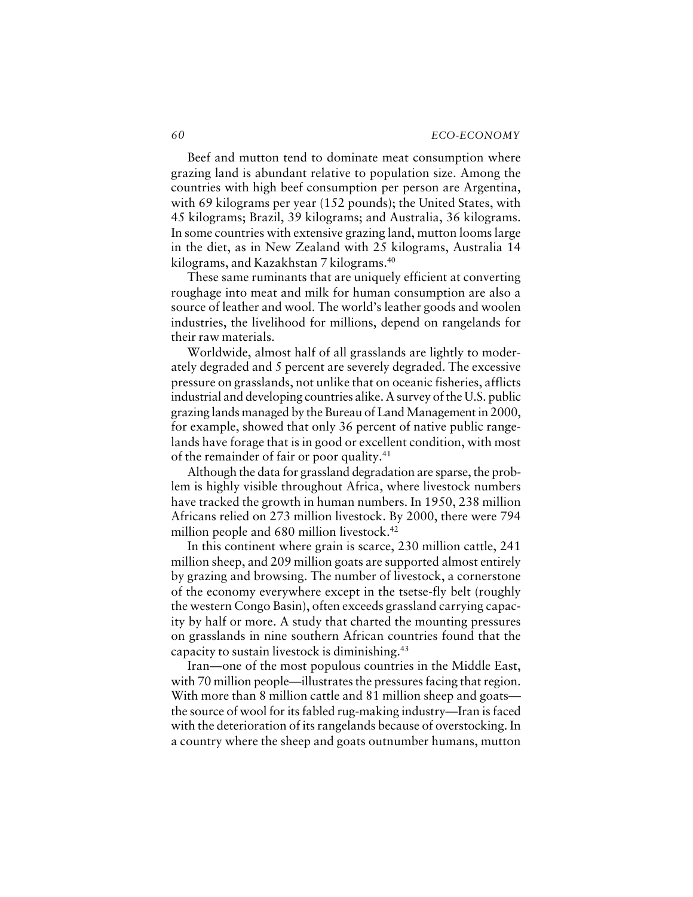Beef and mutton tend to dominate meat consumption where grazing land is abundant relative to population size. Among the countries with high beef consumption per person are Argentina, with 69 kilograms per year (152 pounds); the United States, with 45 kilograms; Brazil, 39 kilograms; and Australia, 36 kilograms. In some countries with extensive grazing land, mutton looms large in the diet, as in New Zealand with 25 kilograms, Australia 14 kilograms, and Kazakhstan 7 kilograms.[40]

These same ruminants that are uniquely efficient at converting roughage into meat and milk for human consumption are also a source of leather and wool. The world's leather goods and woolen industries, the livelihood for millions, depend on rangelands for their raw materials.

Worldwide, almost half of all grasslands are lightly to moderately degraded and 5 percent are severely degraded. The excessive pressure on grasslands, not unlike that on oceanic fisheries, afflicts industrial and developing countries alike. A survey of the U.S. public grazing lands managed by the Bureau of Land Management in 2000, for example, showed that only 36 percent of native public rangelands have forage that is in good or excellent condition, with most of the remainder of fair or poor quality.[41]

Although the data for grassland degradation are sparse, the problem is highly visible throughout Africa, where livestock numbers have tracked the growth in human numbers. In 1950, 238 million Africans relied on 273 million livestock. By 2000, there were 794 million people and 680 million livestock.[42]

In this continent where grain is scarce, 230 million cattle, 241 million sheep, and 209 million goats are supported almost entirely by grazing and browsing. The number of livestock, a cornerstone of the economy everywhere except in the tsetse-fly belt (roughly the western Congo Basin), often exceeds grassland carrying capacity by half or more. A study that charted the mounting pressures on grasslands in nine southern African countries found that the capacity to sustain livestock is diminishing.[43]

Iran—one of the most populous countries in the Middle East, with 70 million people—illustrates the pressures facing that region. With more than 8 million cattle and 81 million sheep and goats—the source of wool for its fabled rug-making industry—Iran is faced with the deterioration of its rangelands because of overstocking. In a country where the sheep and goats outnumber humans, mutton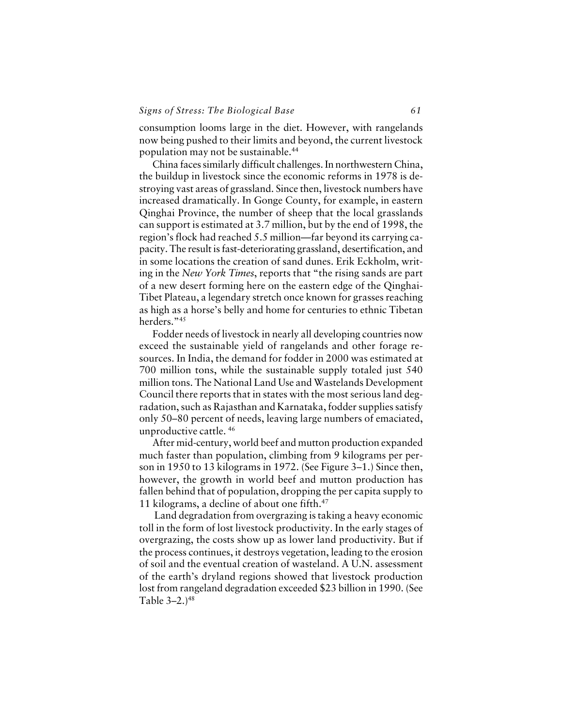consumption looms large in the diet. However, with rangelands now being pushed to their limits and beyond, the current livestock population may not be sustainable.[44]

China faces similarly difficult challenges. In northwestern China, the buildup in livestock since the economic reforms in 1978 is destroying vast areas of grassland. Since then, livestock numbers have increased dramatically. In Gonge County, for example, in eastern Qinghai Province, the number of sheep that the local grasslands can support is estimated at 3.7 million, but by the end of 1998, the region's flock had reached 5.5 million—far beyond its carrying capacity. The result is fast-deteriorating grassland, desertification, and in some locations the creation of sand dunes. Erik Eckholm, writing in the *New York Times*, reports that "the rising sands are part of a new desert forming here on the eastern edge of the Qinghai-Tibet Plateau, a legendary stretch once known for grasses reaching as high as a horse's belly and home for centuries to ethnic Tibetan herders."[45]

Fodder needs of livestock in nearly all developing countries now exceed the sustainable yield of rangelands and other forage resources. In India, the demand for fodder in 2000 was estimated at 700 million tons, while the sustainable supply totaled just 540 million tons. The National Land Use and Wastelands Development Council there reports that in states with the most serious land degradation, such as Rajasthan and Karnataka, fodder supplies satisfy only 50–80 percent of needs, leaving large numbers of emaciated, unproductive cattle.[46]

After mid-century, world beef and mutton production expanded much faster than population, climbing from 9 kilograms per person in 1950 to 13 kilograms in 1972. (See Figure 3–1.) Since then, however, the growth in world beef and mutton production has fallen behind that of population, dropping the per capita supply to 11 kilograms, a decline of about one fifth.[47]

Land degradation from overgrazing is taking a heavy economic toll in the form of lost livestock productivity. In the early stages of overgrazing, the costs show up as lower land productivity. But if the process continues, it destroys vegetation, leading to the erosion of soil and the eventual creation of wasteland. A U.N. assessment of the earth's dryland regions showed that livestock production lost from rangeland degradation exceeded $23 billion in 1990. (See Table 3–2.)[48]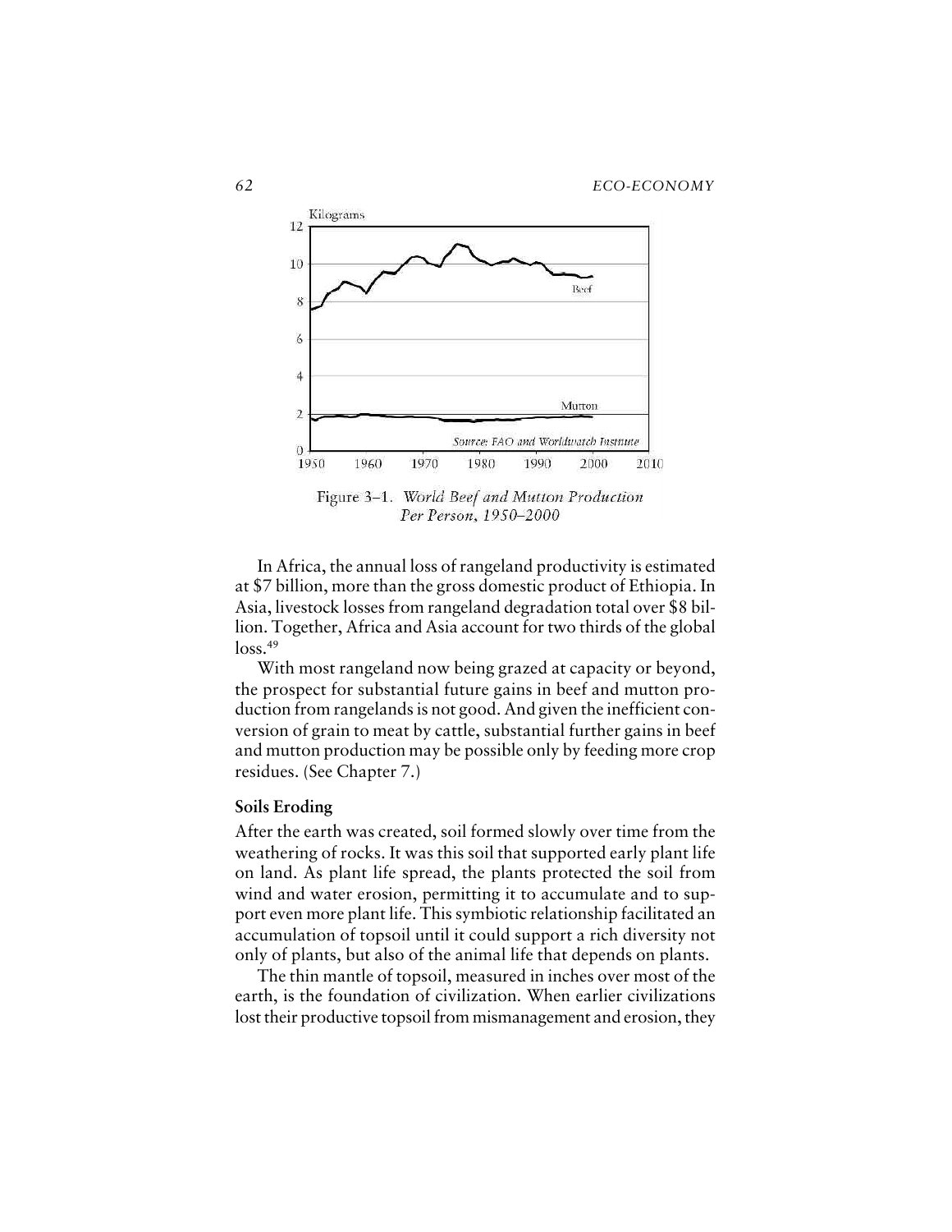Figure 3–1. *World Beef and Mutton Production Per Person, 1950–2000*

In Africa, the annual loss of rangeland productivity is estimated at $7 billion, more than the gross domestic product of Ethiopia. In Asia, livestock losses from rangeland degradation total over $8 billion. Together, Africa and Asia account for two thirds of the global loss.[49]

With most rangeland now being grazed at capacity or beyond, the prospect for substantial future gains in beef and mutton production from rangelands is not good. And given the inefficient conversion of grain to meat by cattle, substantial further gains in beef and mutton production may be possible only by feeding more crop residues. (See Chapter 7.)

### Soils Eroding

After the earth was created, soil formed slowly over time from the weathering of rocks. It was this soil that supported early plant life on land. As plant life spread, the plants protected the soil from wind and water erosion, permitting it to accumulate and to support even more plant life. This symbiotic relationship facilitated an accumulation of topsoil until it could support a rich diversity not only of plants, but also of the animal life that depends on plants.

The thin mantle of topsoil, measured in inches over most of the earth, is the foundation of civilization. When earlier civilizations lost their productive topsoil from mismanagement and erosion, they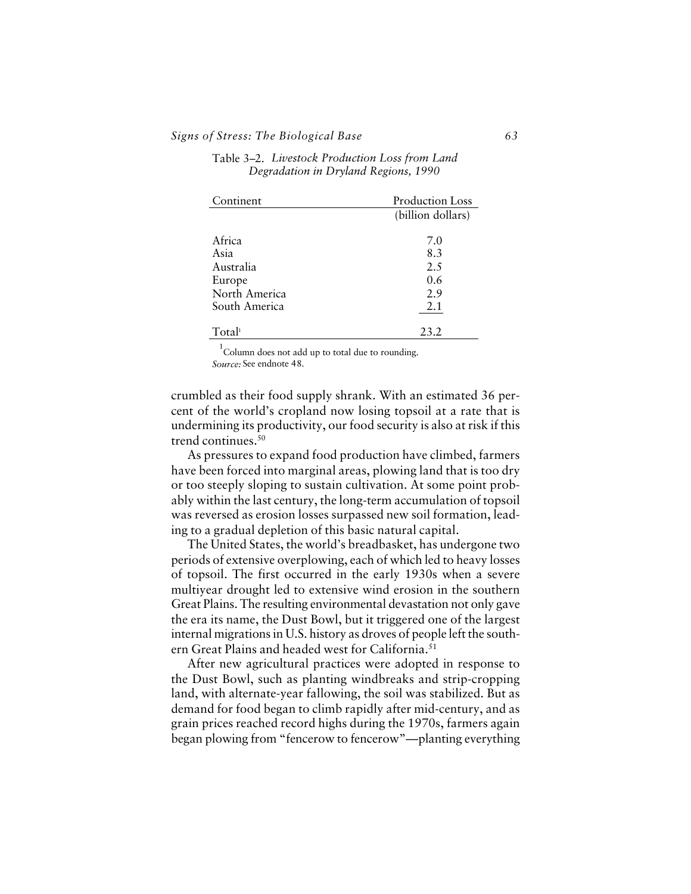Table 3–2. *Livestock Production Loss from Land Degradation in Dryland Regions, 1990*

| Continent | Production Loss |
|---|---|
| | (billion dollars) |
| Africa | 7.0 |
| Asia | 8.3 |
| Australia | 2.5 |
| Europe | 0.6 |
| North America | 2.9 |
| South America | 2.1 |
| Total[1] | 23.2 |

[1]Column does not add up to total due to rounding.
*Source:* See endnote 48.

crumbled as their food supply shrank. With an estimated 36 percent of the world's cropland now losing topsoil at a rate that is undermining its productivity, our food security is also at risk if this trend continues.[50]

As pressures to expand food production have climbed, farmers have been forced into marginal areas, plowing land that is too dry or too steeply sloping to sustain cultivation. At some point probably within the last century, the long-term accumulation of topsoil was reversed as erosion losses surpassed new soil formation, leading to a gradual depletion of this basic natural capital.

The United States, the world's breadbasket, has undergone two periods of extensive overplowing, each of which led to heavy losses of topsoil. The first occurred in the early 1930s when a severe multiyear drought led to extensive wind erosion in the southern Great Plains. The resulting environmental devastation not only gave the era its name, the Dust Bowl, but it triggered one of the largest internal migrations in U.S. history as droves of people left the southern Great Plains and headed west for California.[51]

After new agricultural practices were adopted in response to the Dust Bowl, such as planting windbreaks and strip-cropping land, with alternate-year fallowing, the soil was stabilized. But as demand for food began to climb rapidly after mid-century, and as grain prices reached record highs during the 1970s, farmers again began plowing from "fencerow to fencerow"—planting everything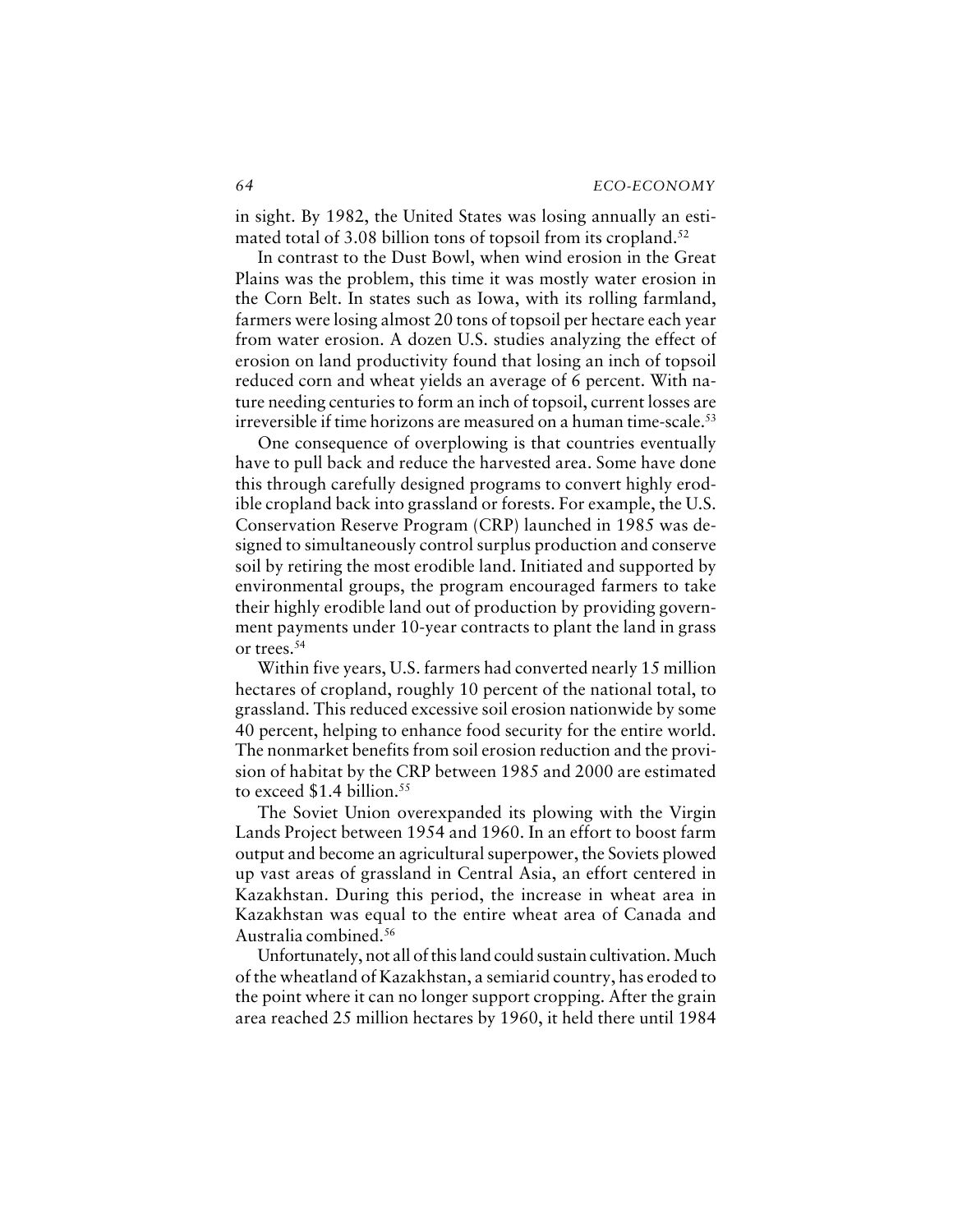in sight. By 1982, the United States was losing annually an estimated total of 3.08 billion tons of topsoil from its cropland.[52]

In contrast to the Dust Bowl, when wind erosion in the Great Plains was the problem, this time it was mostly water erosion in the Corn Belt. In states such as Iowa, with its rolling farmland, farmers were losing almost 20 tons of topsoil per hectare each year from water erosion. A dozen U.S. studies analyzing the effect of erosion on land productivity found that losing an inch of topsoil reduced corn and wheat yields an average of 6 percent. With nature needing centuries to form an inch of topsoil, current losses are irreversible if time horizons are measured on a human time-scale.[53]

One consequence of overplowing is that countries eventually have to pull back and reduce the harvested area. Some have done this through carefully designed programs to convert highly erodible cropland back into grassland or forests. For example, the U.S. Conservation Reserve Program (CRP) launched in 1985 was designed to simultaneously control surplus production and conserve soil by retiring the most erodible land. Initiated and supported by environmental groups, the program encouraged farmers to take their highly erodible land out of production by providing government payments under 10-year contracts to plant the land in grass or trees.[54]

Within five years, U.S. farmers had converted nearly 15 million hectares of cropland, roughly 10 percent of the national total, to grassland. This reduced excessive soil erosion nationwide by some 40 percent, helping to enhance food security for the entire world. The nonmarket benefits from soil erosion reduction and the provision of habitat by the CRP between 1985 and 2000 are estimated to exceed $1.4 billion.[55]

The Soviet Union overexpanded its plowing with the Virgin Lands Project between 1954 and 1960. In an effort to boost farm output and become an agricultural superpower, the Soviets plowed up vast areas of grassland in Central Asia, an effort centered in Kazakhstan. During this period, the increase in wheat area in Kazakhstan was equal to the entire wheat area of Canada and Australia combined.[56]

Unfortunately, not all of this land could sustain cultivation. Much of the wheatland of Kazakhstan, a semiarid country, has eroded to the point where it can no longer support cropping. After the grain area reached 25 million hectares by 1960, it held there until 1984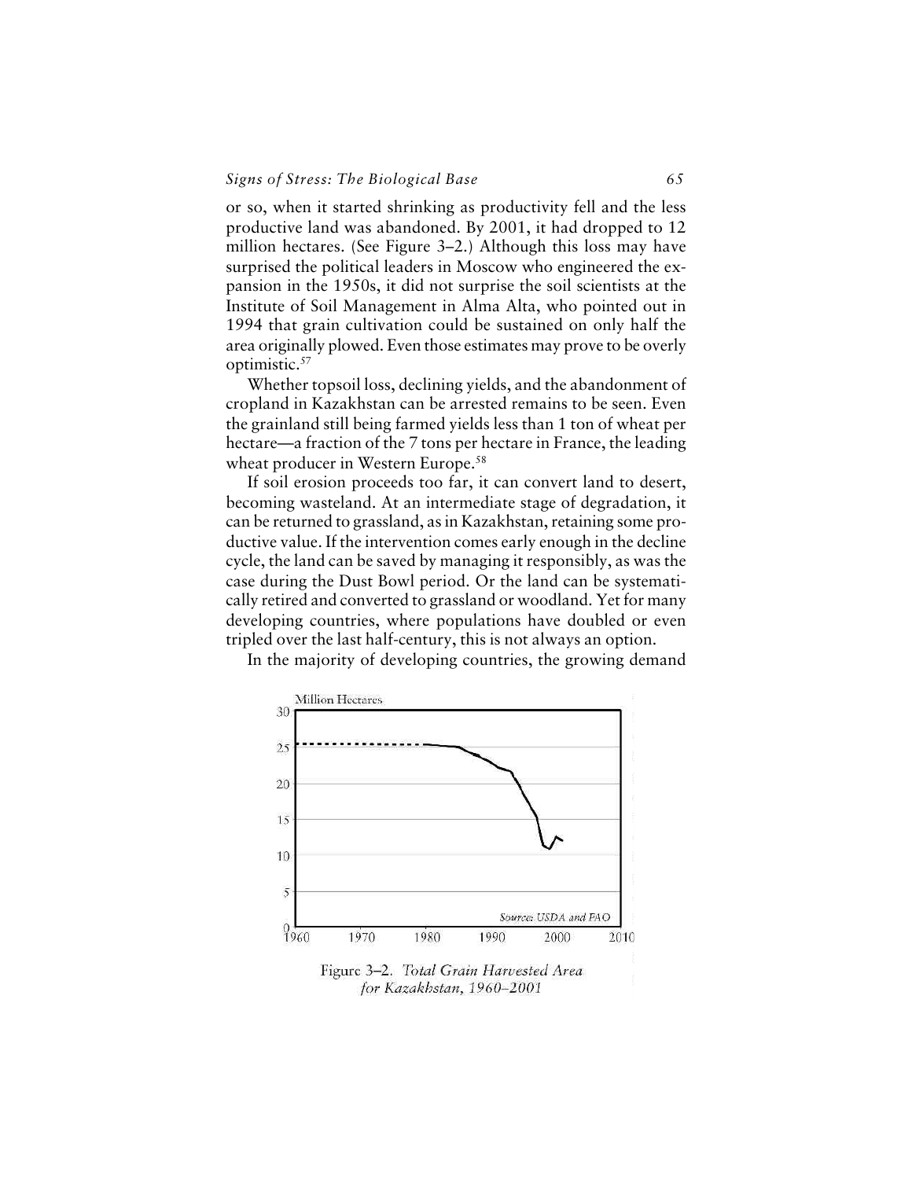or so, when it started shrinking as productivity fell and the less productive land was abandoned. By 2001, it had dropped to 12 million hectares. (See Figure 3–2.) Although this loss may have surprised the political leaders in Moscow who engineered the expansion in the 1950s, it did not surprise the soil scientists at the Institute of Soil Management in Alma Alta, who pointed out in 1994 that grain cultivation could be sustained on only half the area originally plowed. Even those estimates may prove to be overly optimistic.[57]

Whether topsoil loss, declining yields, and the abandonment of cropland in Kazakhstan can be arrested remains to be seen. Even the grainland still being farmed yields less than 1 ton of wheat per hectare—a fraction of the 7 tons per hectare in France, the leading wheat producer in Western Europe.[58]

If soil erosion proceeds too far, it can convert land to desert, becoming wasteland. At an intermediate stage of degradation, it can be returned to grassland, as in Kazakhstan, retaining some productive value. If the intervention comes early enough in the decline cycle, the land can be saved by managing it responsibly, as was the case during the Dust Bowl period. Or the land can be systematically retired and converted to grassland or woodland. Yet for many developing countries, where populations have doubled or even tripled over the last half-century, this is not always an option.

In the majority of developing countries, the growing demand

Figure 3–2. *Total Grain Harvested Area for Kazakhstan, 1960–2001*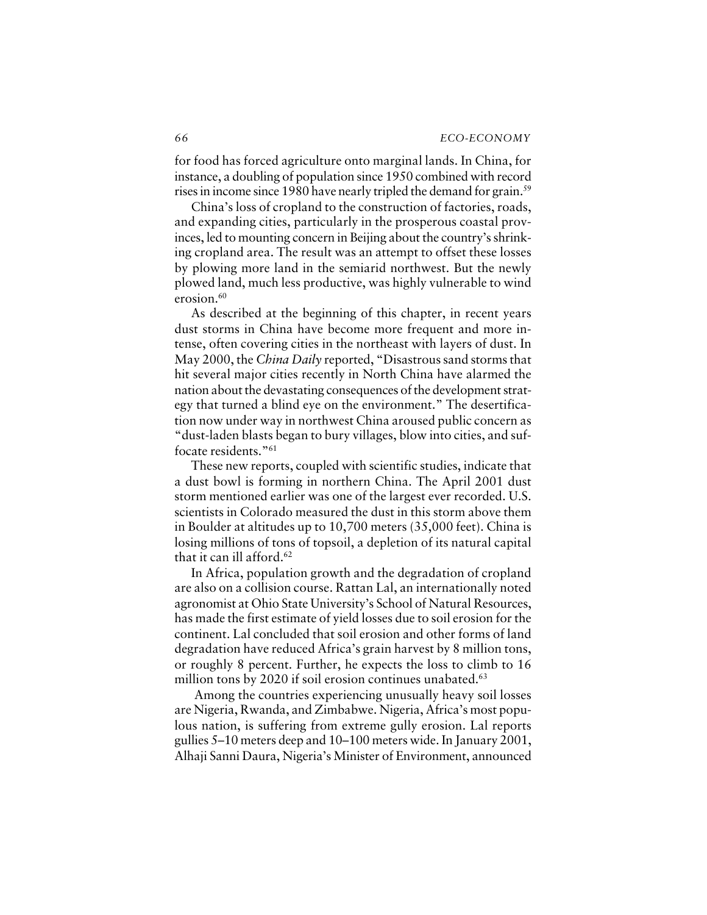for food has forced agriculture onto marginal lands. In China, for instance, a doubling of population since 1950 combined with record rises in income since 1980 have nearly tripled the demand for grain.[59]

China's loss of cropland to the construction of factories, roads, and expanding cities, particularly in the prosperous coastal provinces, led to mounting concern in Beijing about the country's shrinking cropland area. The result was an attempt to offset these losses by plowing more land in the semiarid northwest. But the newly plowed land, much less productive, was highly vulnerable to wind erosion.[60]

As described at the beginning of this chapter, in recent years dust storms in China have become more frequent and more intense, often covering cities in the northeast with layers of dust. In May 2000, the *China Daily* reported, "Disastrous sand storms that hit several major cities recently in North China have alarmed the nation about the devastating consequences of the development strategy that turned a blind eye on the environment." The desertification now under way in northwest China aroused public concern as "dust-laden blasts began to bury villages, blow into cities, and suffocate residents."[61]

These new reports, coupled with scientific studies, indicate that a dust bowl is forming in northern China. The April 2001 dust storm mentioned earlier was one of the largest ever recorded. U.S. scientists in Colorado measured the dust in this storm above them in Boulder at altitudes up to 10,700 meters (35,000 feet). China is losing millions of tons of topsoil, a depletion of its natural capital that it can ill afford.[62]

In Africa, population growth and the degradation of cropland are also on a collision course. Rattan Lal, an internationally noted agronomist at Ohio State University's School of Natural Resources, has made the first estimate of yield losses due to soil erosion for the continent. Lal concluded that soil erosion and other forms of land degradation have reduced Africa's grain harvest by 8 million tons, or roughly 8 percent. Further, he expects the loss to climb to 16 million tons by 2020 if soil erosion continues unabated.[63]

Among the countries experiencing unusually heavy soil losses are Nigeria, Rwanda, and Zimbabwe. Nigeria, Africa's most populous nation, is suffering from extreme gully erosion. Lal reports gullies 5–10 meters deep and 10–100 meters wide. In January 2001, Alhaji Sanni Daura, Nigeria's Minister of Environment, announced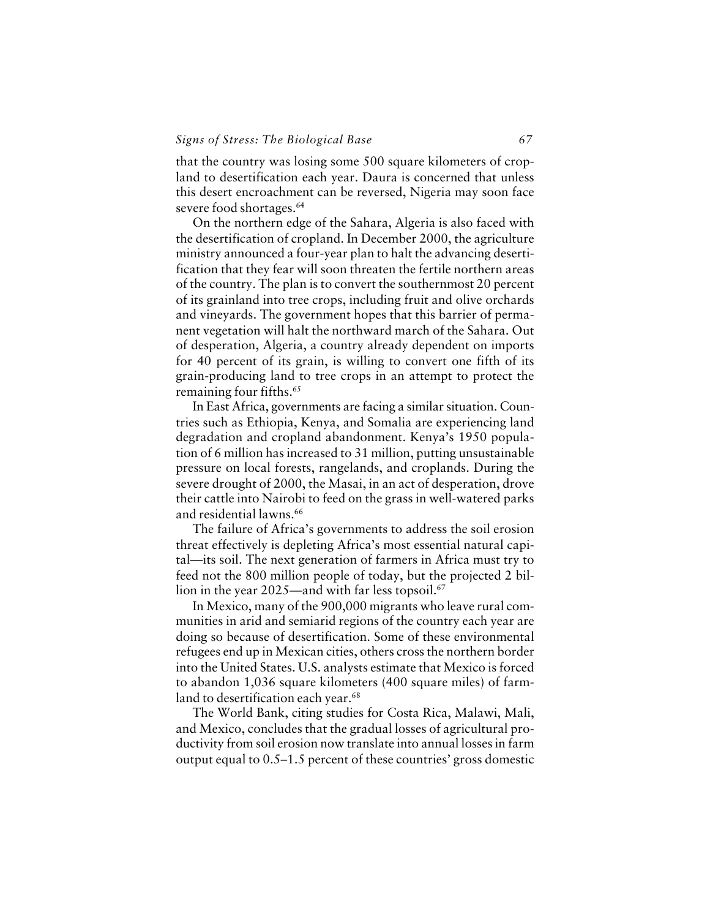that the country was losing some 500 square kilometers of cropland to desertification each year. Daura is concerned that unless this desert encroachment can be reversed, Nigeria may soon face severe food shortages.[64]

On the northern edge of the Sahara, Algeria is also faced with the desertification of cropland. In December 2000, the agriculture ministry announced a four-year plan to halt the advancing desertification that they fear will soon threaten the fertile northern areas of the country. The plan is to convert the southernmost 20 percent of its grainland into tree crops, including fruit and olive orchards and vineyards. The government hopes that this barrier of permanent vegetation will halt the northward march of the Sahara. Out of desperation, Algeria, a country already dependent on imports for 40 percent of its grain, is willing to convert one fifth of its grain-producing land to tree crops in an attempt to protect the remaining four fifths.[65]

In East Africa, governments are facing a similar situation. Countries such as Ethiopia, Kenya, and Somalia are experiencing land degradation and cropland abandonment. Kenya's 1950 population of 6 million has increased to 31 million, putting unsustainable pressure on local forests, rangelands, and croplands. During the severe drought of 2000, the Masai, in an act of desperation, drove their cattle into Nairobi to feed on the grass in well-watered parks and residential lawns.[66]

The failure of Africa's governments to address the soil erosion threat effectively is depleting Africa's most essential natural capital—its soil. The next generation of farmers in Africa must try to feed not the 800 million people of today, but the projected 2 billion in the year 2025—and with far less topsoil.[67]

In Mexico, many of the 900,000 migrants who leave rural communities in arid and semiarid regions of the country each year are doing so because of desertification. Some of these environmental refugees end up in Mexican cities, others cross the northern border into the United States. U.S. analysts estimate that Mexico is forced to abandon 1,036 square kilometers (400 square miles) of farmland to desertification each year.[68]

The World Bank, citing studies for Costa Rica, Malawi, Mali, and Mexico, concludes that the gradual losses of agricultural productivity from soil erosion now translate into annual losses in farm output equal to 0.5–1.5 percent of these countries' gross domestic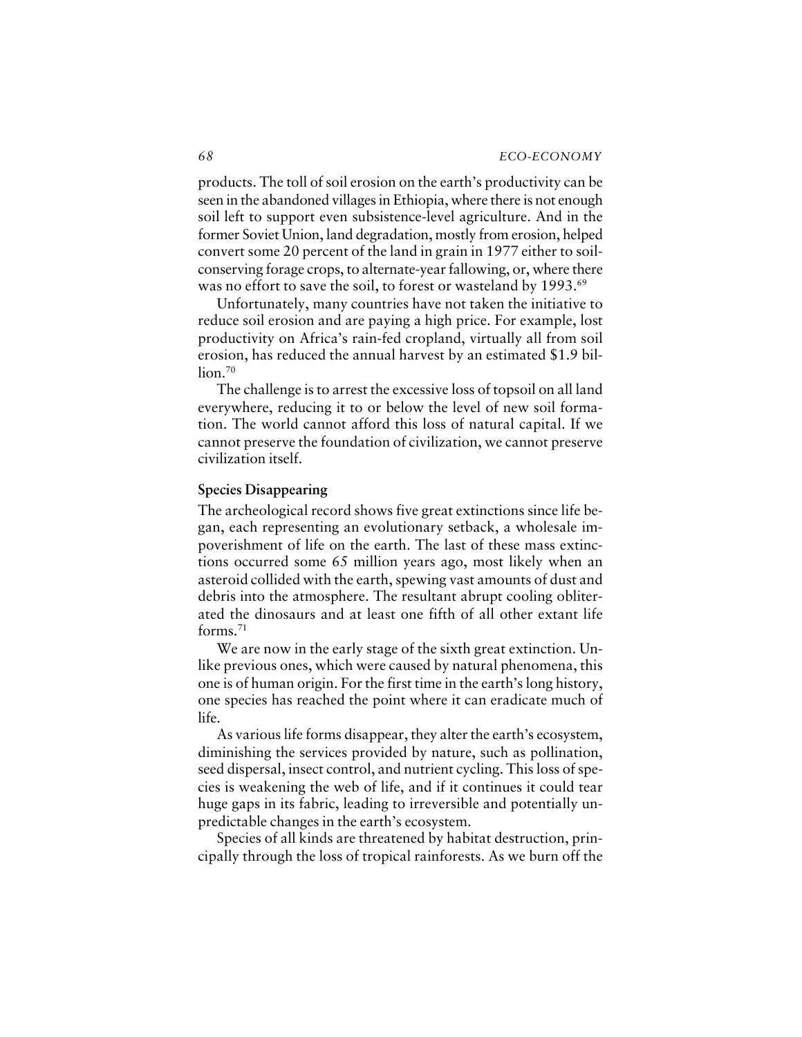products. The toll of soil erosion on the earth's productivity can be seen in the abandoned villages in Ethiopia, where there is not enough soil left to support even subsistence-level agriculture. And in the former Soviet Union, land degradation, mostly from erosion, helped convert some 20 percent of the land in grain in 1977 either to soil-conserving forage crops, to alternate-year fallowing, or, where there was no effort to save the soil, to forest or wasteland by 1993.[69]

Unfortunately, many countries have not taken the initiative to reduce soil erosion and are paying a high price. For example, lost productivity on Africa's rain-fed cropland, virtually all from soil erosion, has reduced the annual harvest by an estimated $1.9 billion.[70]

The challenge is to arrest the excessive loss of topsoil on all land everywhere, reducing it to or below the level of new soil formation. The world cannot afford this loss of natural capital. If we cannot preserve the foundation of civilization, we cannot preserve civilization itself.

### Species Disappearing

The archeological record shows five great extinctions since life began, each representing an evolutionary setback, a wholesale impoverishment of life on the earth. The last of these mass extinctions occurred some 65 million years ago, most likely when an asteroid collided with the earth, spewing vast amounts of dust and debris into the atmosphere. The resultant abrupt cooling obliterated the dinosaurs and at least one fifth of all other extant life forms.[71]

We are now in the early stage of the sixth great extinction. Unlike previous ones, which were caused by natural phenomena, this one is of human origin. For the first time in the earth's long history, one species has reached the point where it can eradicate much of life.

As various life forms disappear, they alter the earth's ecosystem, diminishing the services provided by nature, such as pollination, seed dispersal, insect control, and nutrient cycling. This loss of species is weakening the web of life, and if it continues it could tear huge gaps in its fabric, leading to irreversible and potentially unpredictable changes in the earth's ecosystem.

Species of all kinds are threatened by habitat destruction, principally through the loss of tropical rainforests. As we burn off the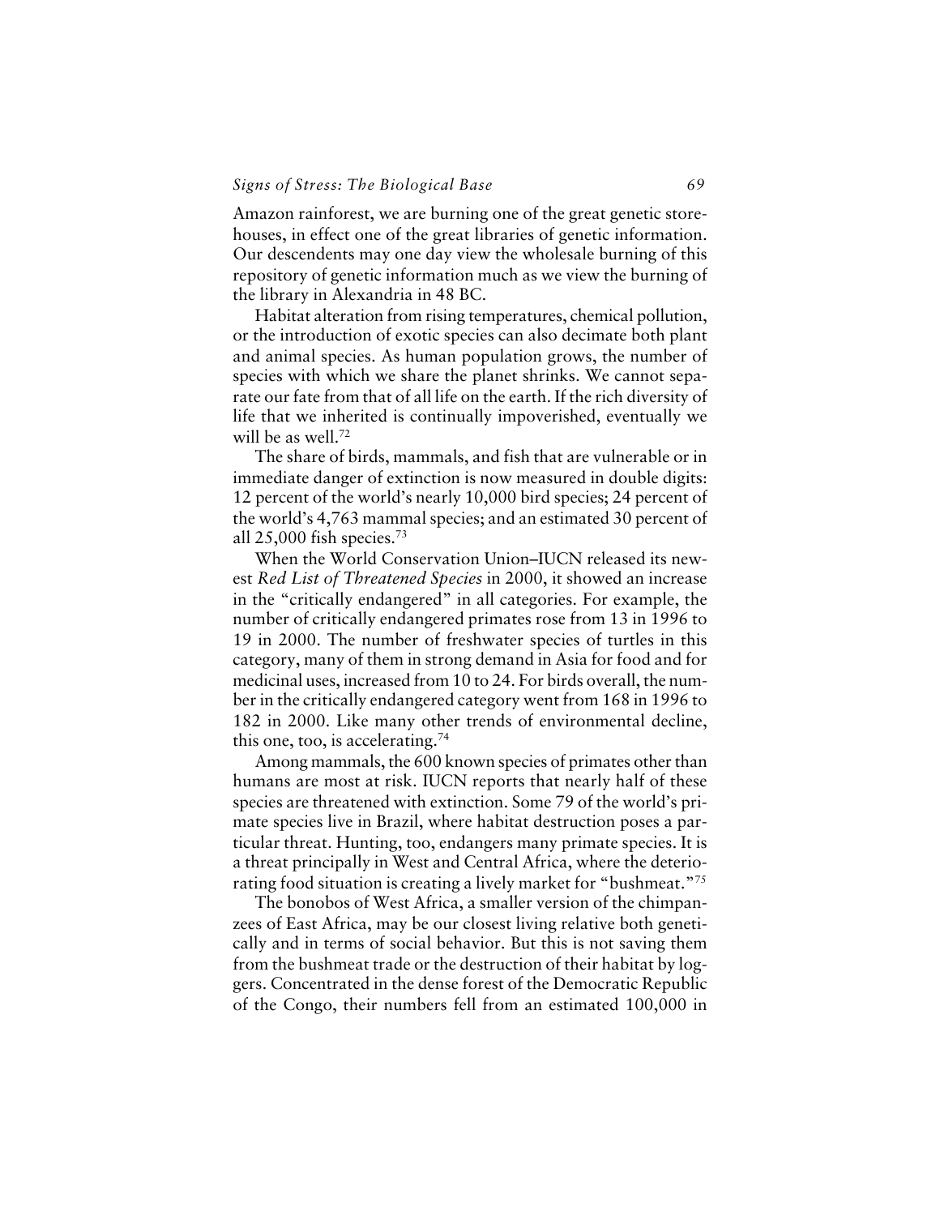Amazon rainforest, we are burning one of the great genetic storehouses, in effect one of the great libraries of genetic information. Our descendents may one day view the wholesale burning of this repository of genetic information much as we view the burning of the library in Alexandria in 48 BC.

Habitat alteration from rising temperatures, chemical pollution, or the introduction of exotic species can also decimate both plant and animal species. As human population grows, the number of species with which we share the planet shrinks. We cannot separate our fate from that of all life on the earth. If the rich diversity of life that we inherited is continually impoverished, eventually we will be as well.[72]

The share of birds, mammals, and fish that are vulnerable or in immediate danger of extinction is now measured in double digits: 12 percent of the world's nearly 10,000 bird species; 24 percent of the world's 4,763 mammal species; and an estimated 30 percent of all 25,000 fish species.[73]

When the World Conservation Union–IUCN released its newest *Red List of Threatened Species* in 2000, it showed an increase in the "critically endangered" in all categories. For example, the number of critically endangered primates rose from 13 in 1996 to 19 in 2000. The number of freshwater species of turtles in this category, many of them in strong demand in Asia for food and for medicinal uses, increased from 10 to 24. For birds overall, the number in the critically endangered category went from 168 in 1996 to 182 in 2000. Like many other trends of environmental decline, this one, too, is accelerating.[74]

Among mammals, the 600 known species of primates other than humans are most at risk. IUCN reports that nearly half of these species are threatened with extinction. Some 79 of the world's primate species live in Brazil, where habitat destruction poses a particular threat. Hunting, too, endangers many primate species. It is a threat principally in West and Central Africa, where the deteriorating food situation is creating a lively market for "bushmeat."[75]

The bonobos of West Africa, a smaller version of the chimpanzees of East Africa, may be our closest living relative both genetically and in terms of social behavior. But this is not saving them from the bushmeat trade or the destruction of their habitat by loggers. Concentrated in the dense forest of the Democratic Republic of the Congo, their numbers fell from an estimated 100,000 in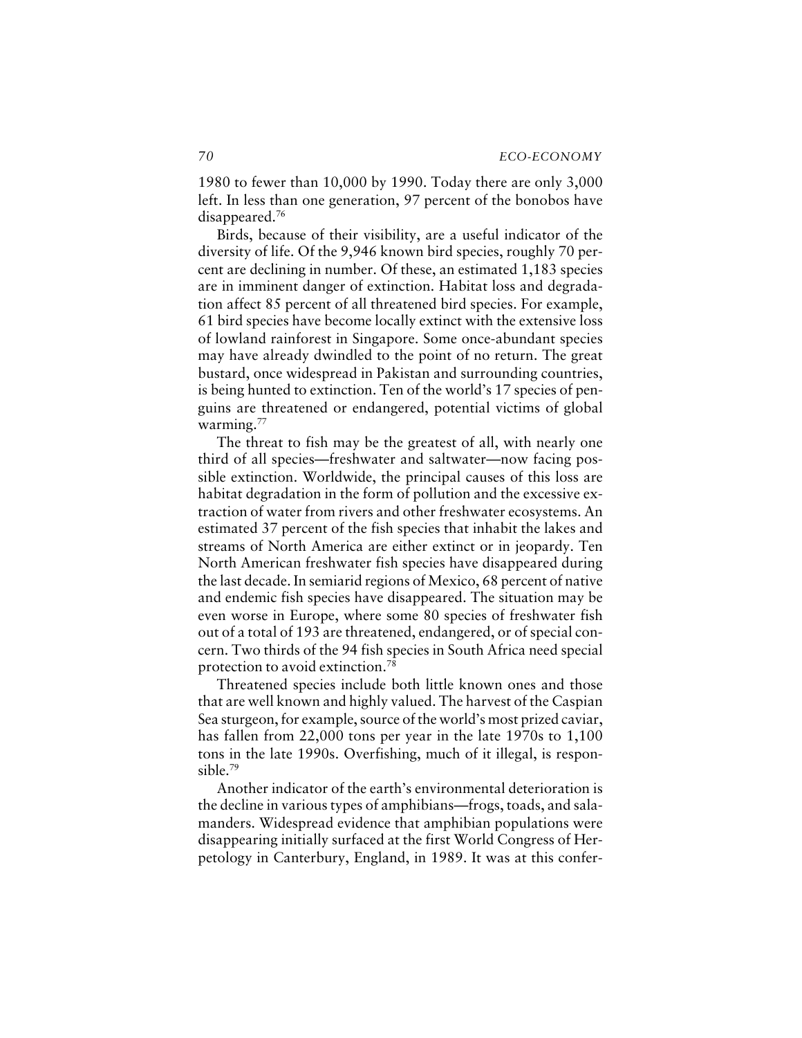1980 to fewer than 10,000 by 1990. Today there are only 3,000 left. In less than one generation, 97 percent of the bonobos have disappeared.[76]

Birds, because of their visibility, are a useful indicator of the diversity of life. Of the 9,946 known bird species, roughly 70 percent are declining in number. Of these, an estimated 1,183 species are in imminent danger of extinction. Habitat loss and degradation affect 85 percent of all threatened bird species. For example, 61 bird species have become locally extinct with the extensive loss of lowland rainforest in Singapore. Some once-abundant species may have already dwindled to the point of no return. The great bustard, once widespread in Pakistan and surrounding countries, is being hunted to extinction. Ten of the world's 17 species of penguins are threatened or endangered, potential victims of global warming.[77]

The threat to fish may be the greatest of all, with nearly one third of all species—freshwater and saltwater—now facing possible extinction. Worldwide, the principal causes of this loss are habitat degradation in the form of pollution and the excessive extraction of water from rivers and other freshwater ecosystems. An estimated 37 percent of the fish species that inhabit the lakes and streams of North America are either extinct or in jeopardy. Ten North American freshwater fish species have disappeared during the last decade. In semiarid regions of Mexico, 68 percent of native and endemic fish species have disappeared. The situation may be even worse in Europe, where some 80 species of freshwater fish out of a total of 193 are threatened, endangered, or of special concern. Two thirds of the 94 fish species in South Africa need special protection to avoid extinction.[78]

Threatened species include both little known ones and those that are well known and highly valued. The harvest of the Caspian Sea sturgeon, for example, source of the world's most prized caviar, has fallen from 22,000 tons per year in the late 1970s to 1,100 tons in the late 1990s. Overfishing, much of it illegal, is responsible.[79]

Another indicator of the earth's environmental deterioration is the decline in various types of amphibians—frogs, toads, and salamanders. Widespread evidence that amphibian populations were disappearing initially surfaced at the first World Congress of Herpetology in Canterbury, England, in 1989. It was at this confer-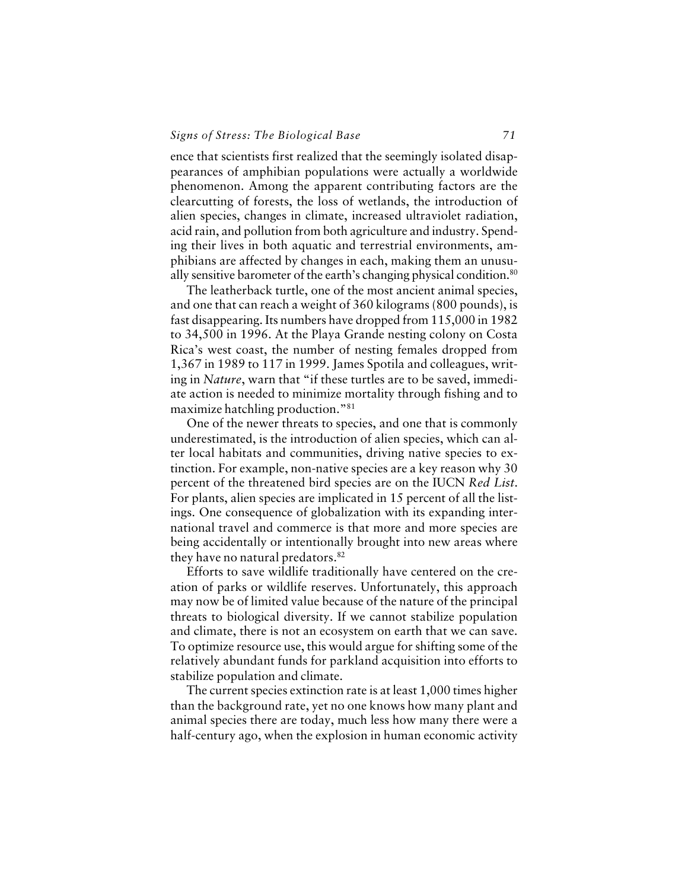ence that scientists first realized that the seemingly isolated disappearances of amphibian populations were actually a worldwide phenomenon. Among the apparent contributing factors are the clearcutting of forests, the loss of wetlands, the introduction of alien species, changes in climate, increased ultraviolet radiation, acid rain, and pollution from both agriculture and industry. Spending their lives in both aquatic and terrestrial environments, amphibians are affected by changes in each, making them an unusually sensitive barometer of the earth's changing physical condition.[80]

The leatherback turtle, one of the most ancient animal species, and one that can reach a weight of 360 kilograms (800 pounds), is fast disappearing. Its numbers have dropped from 115,000 in 1982 to 34,500 in 1996. At the Playa Grande nesting colony on Costa Rica's west coast, the number of nesting females dropped from 1,367 in 1989 to 117 in 1999. James Spotila and colleagues, writing in *Nature*, warn that "if these turtles are to be saved, immediate action is needed to minimize mortality through fishing and to maximize hatchling production."[81]

One of the newer threats to species, and one that is commonly underestimated, is the introduction of alien species, which can alter local habitats and communities, driving native species to extinction. For example, non-native species are a key reason why 30 percent of the threatened bird species are on the IUCN *Red List*. For plants, alien species are implicated in 15 percent of all the listings. One consequence of globalization with its expanding international travel and commerce is that more and more species are being accidentally or intentionally brought into new areas where they have no natural predators.[82]

Efforts to save wildlife traditionally have centered on the creation of parks or wildlife reserves. Unfortunately, this approach may now be of limited value because of the nature of the principal threats to biological diversity. If we cannot stabilize population and climate, there is not an ecosystem on earth that we can save. To optimize resource use, this would argue for shifting some of the relatively abundant funds for parkland acquisition into efforts to stabilize population and climate.

The current species extinction rate is at least 1,000 times higher than the background rate, yet no one knows how many plant and animal species there are today, much less how many there were a half-century ago, when the explosion in human economic activity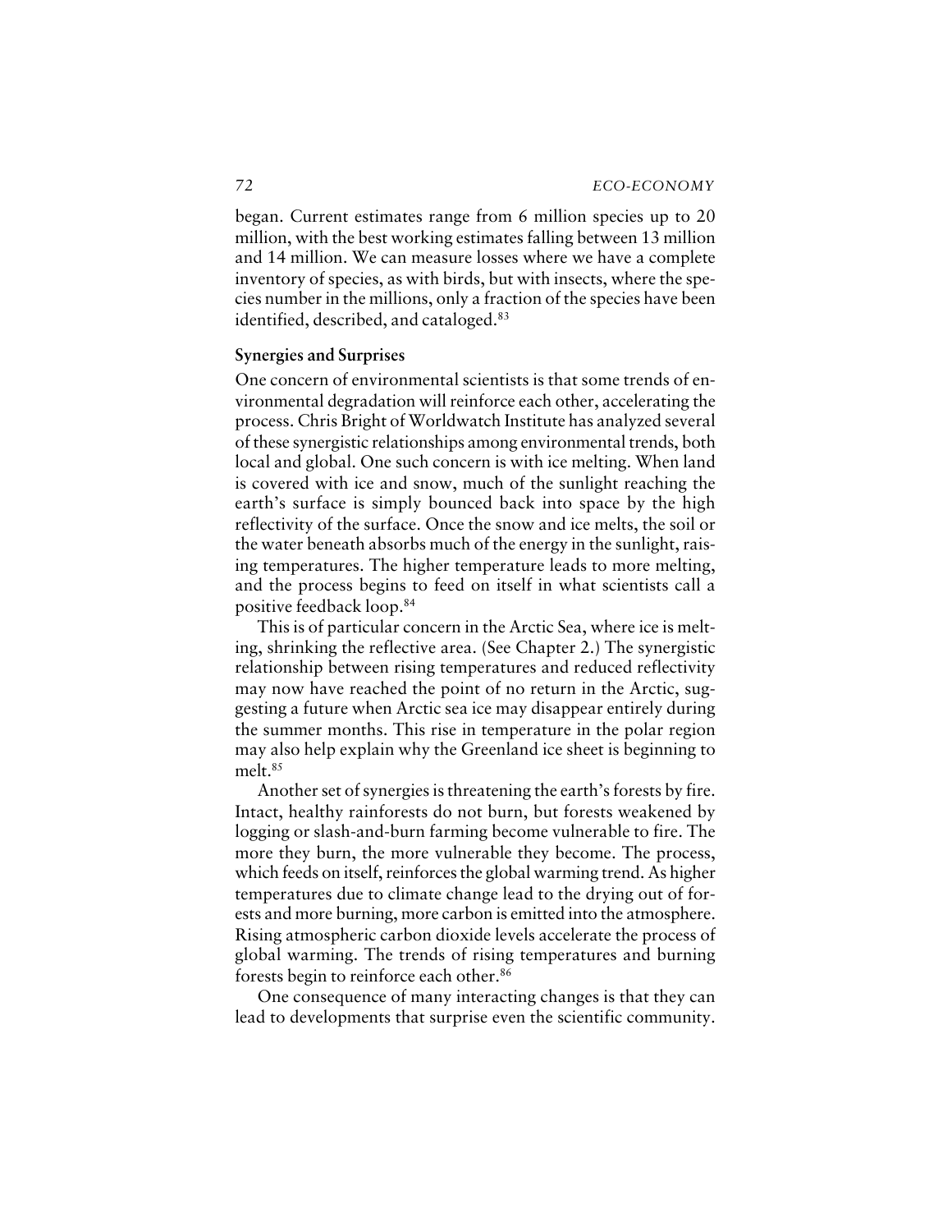began. Current estimates range from 6 million species up to 20 million, with the best working estimates falling between 13 million and 14 million. We can measure losses where we have a complete inventory of species, as with birds, but with insects, where the species number in the millions, only a fraction of the species have been identified, described, and cataloged.[83]

### Synergies and Surprises

One concern of environmental scientists is that some trends of environmental degradation will reinforce each other, accelerating the process. Chris Bright of Worldwatch Institute has analyzed several of these synergistic relationships among environmental trends, both local and global. One such concern is with ice melting. When land is covered with ice and snow, much of the sunlight reaching the earth's surface is simply bounced back into space by the high reflectivity of the surface. Once the snow and ice melts, the soil or the water beneath absorbs much of the energy in the sunlight, raising temperatures. The higher temperature leads to more melting, and the process begins to feed on itself in what scientists call a positive feedback loop.[84]

This is of particular concern in the Arctic Sea, where ice is melting, shrinking the reflective area. (See Chapter 2.) The synergistic relationship between rising temperatures and reduced reflectivity may now have reached the point of no return in the Arctic, suggesting a future when Arctic sea ice may disappear entirely during the summer months. This rise in temperature in the polar region may also help explain why the Greenland ice sheet is beginning to melt.[85]

Another set of synergies is threatening the earth's forests by fire. Intact, healthy rainforests do not burn, but forests weakened by logging or slash-and-burn farming become vulnerable to fire. The more they burn, the more vulnerable they become. The process, which feeds on itself, reinforces the global warming trend. As higher temperatures due to climate change lead to the drying out of forests and more burning, more carbon is emitted into the atmosphere. Rising atmospheric carbon dioxide levels accelerate the process of global warming. The trends of rising temperatures and burning forests begin to reinforce each other.[86]

One consequence of many interacting changes is that they can lead to developments that surprise even the scientific community.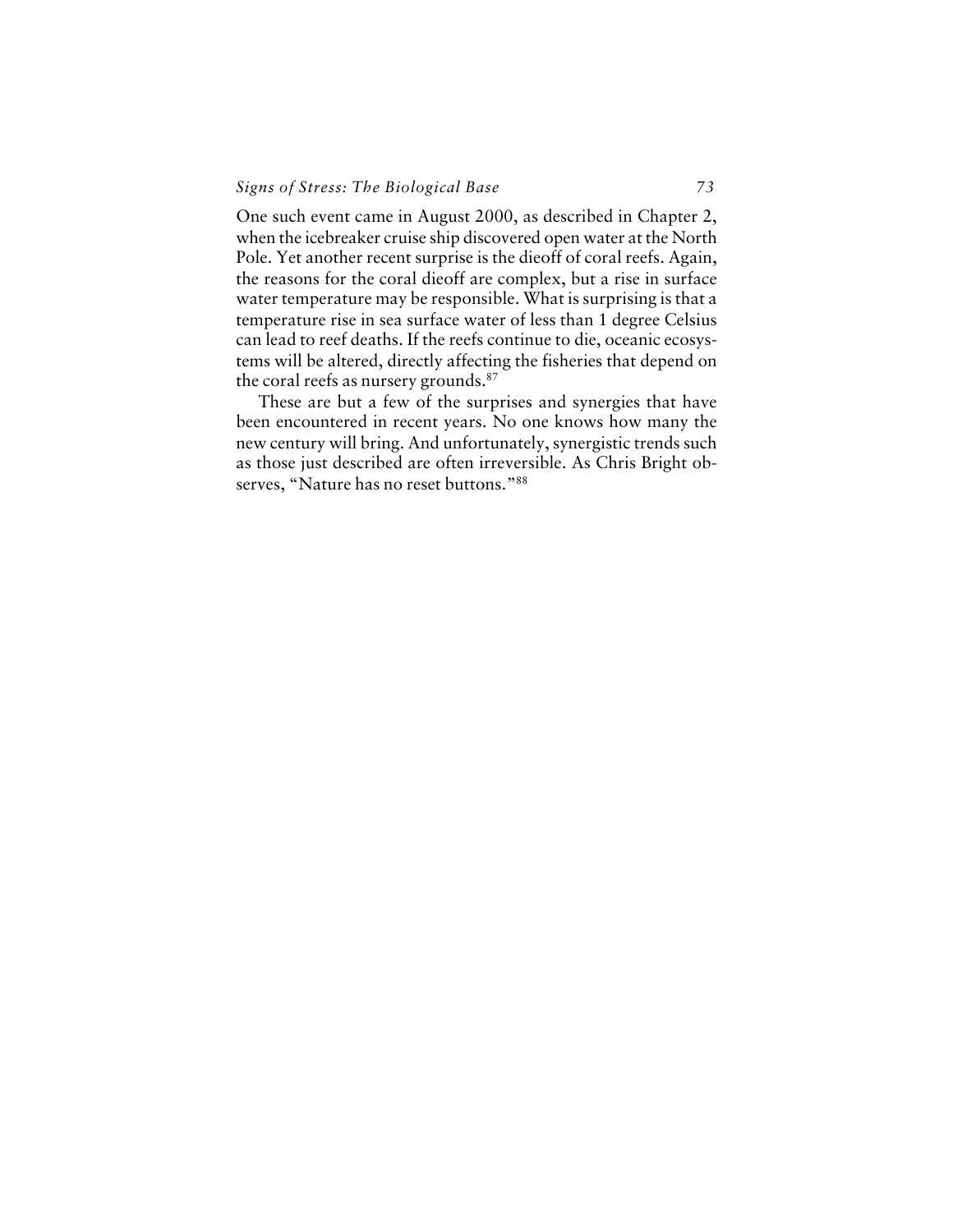One such event came in August 2000, as described in Chapter 2, when the icebreaker cruise ship discovered open water at the North Pole. Yet another recent surprise is the dieoff of coral reefs. Again, the reasons for the coral dieoff are complex, but a rise in surface water temperature may be responsible. What is surprising is that a temperature rise in sea surface water of less than 1 degree Celsius can lead to reef deaths. If the reefs continue to die, oceanic ecosystems will be altered, directly affecting the fisheries that depend on the coral reefs as nursery grounds.[87]

These are but a few of the surprises and synergies that have been encountered in recent years. No one knows how many the new century will bring. And unfortunately, synergistic trends such as those just described are often irreversible. As Chris Bright observes, "Nature has no reset buttons."[88]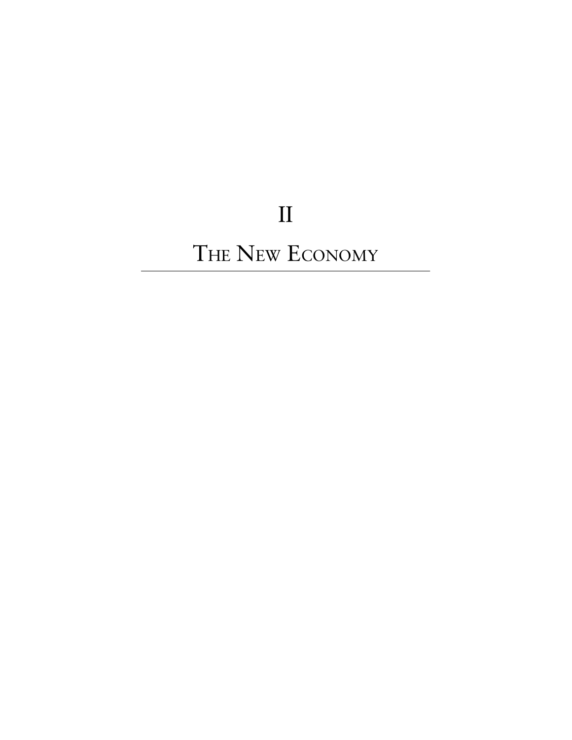# II

# The New Economy